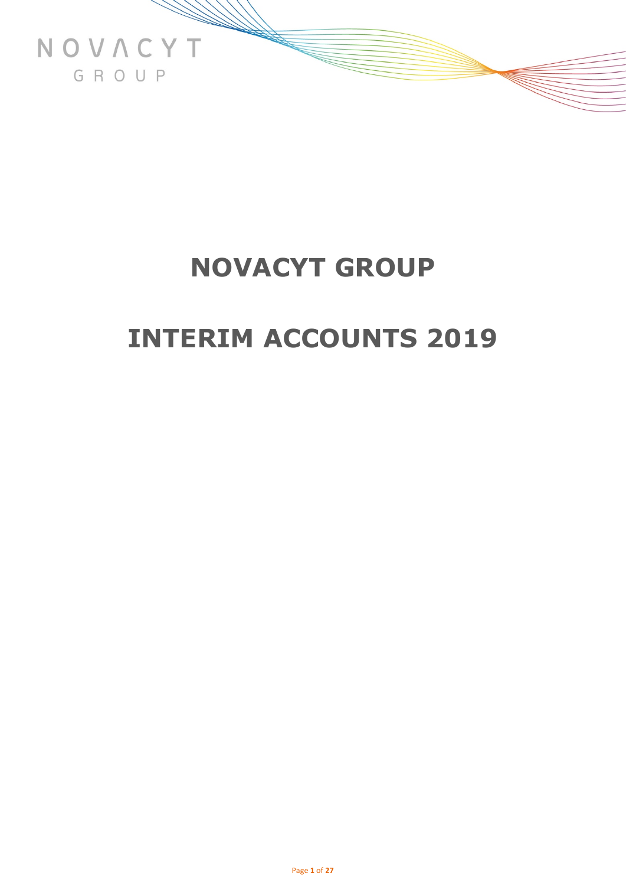NOVACYT
GROUP

# NOVACYT GROUP

# INTERIM ACCOUNTS 2019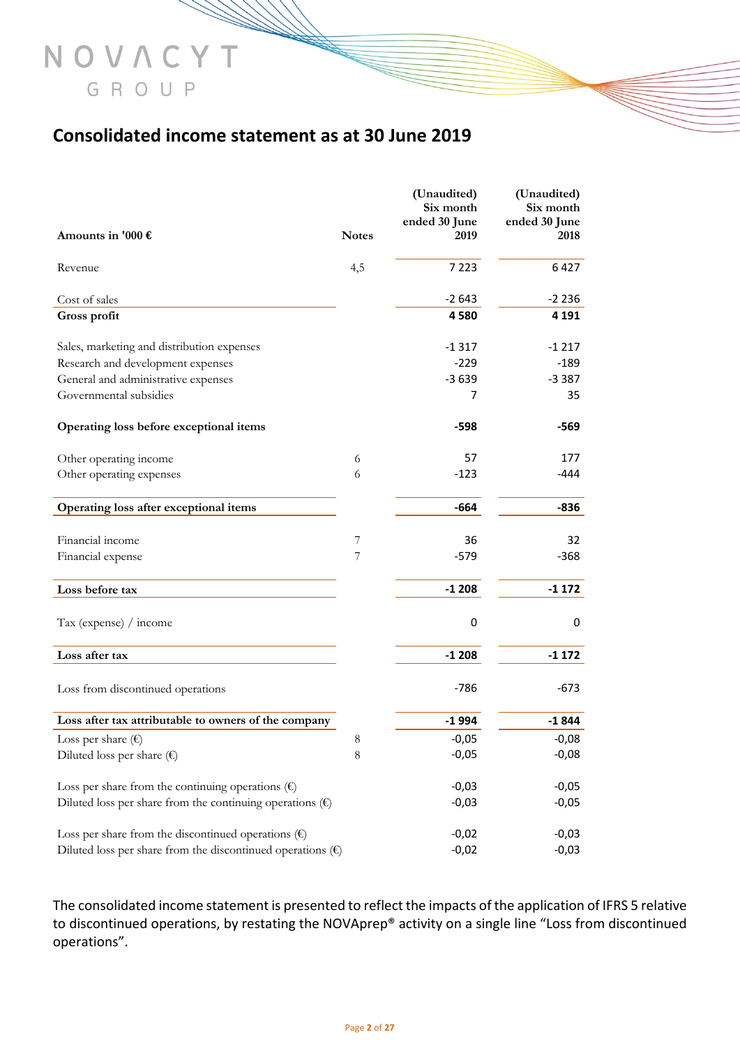# Consolidated income statement as at 30 June 2019

| Amounts in '000 € | Notes | (Unaudited) Six month ended 30 June 2019 | (Unaudited) Six month ended 30 June 2018 |
|---|---|---|---|
| Revenue | 4,5 | 7 223 | 6 427 |
| Cost of sales | | -2 643 | -2 236 |
| **Gross profit** | | **4 580** | **4 191** |
| Sales, marketing and distribution expenses | | -1 317 | -1 217 |
| Research and development expenses | | -229 | -189 |
| General and administrative expenses | | -3 639 | -3 387 |
| Governmental subsidies | | 7 | 35 |
| **Operating loss before exceptional items** | | **-598** | **-569** |
| Other operating income | 6 | 57 | 177 |
| Other operating expenses | 6 | -123 | -444 |
| **Operating loss after exceptional items** | | **-664** | **-836** |
| Financial income | 7 | 36 | 32 |
| Financial expense | 7 | -579 | -368 |
| **Loss before tax** | | **-1 208** | **-1 172** |
| Tax (expense) / income | | 0 | 0 |
| **Loss after tax** | | **-1 208** | **-1 172** |
| Loss from discontinued operations | | -786 | -673 |
| **Loss after tax attributable to owners of the company** | | **-1 994** | **-1 844** |
| Loss per share (€) | 8 | -0,05 | -0,08 |
| Diluted loss per share (€) | 8 | -0,05 | -0,08 |
| Loss per share from the continuing operations (€) | | -0,03 | -0,05 |
| Diluted loss per share from the continuing operations (€) | | -0,03 | -0,05 |
| Loss per share from the discontinued operations (€) | | -0,02 | -0,03 |
| Diluted loss per share from the discontinued operations (€) | | -0,02 | -0,03 |

The consolidated income statement is presented to reflect the impacts of the application of IFRS 5 relative to discontinued operations, by restating the NOVAprep® activity on a single line "Loss from discontinued operations".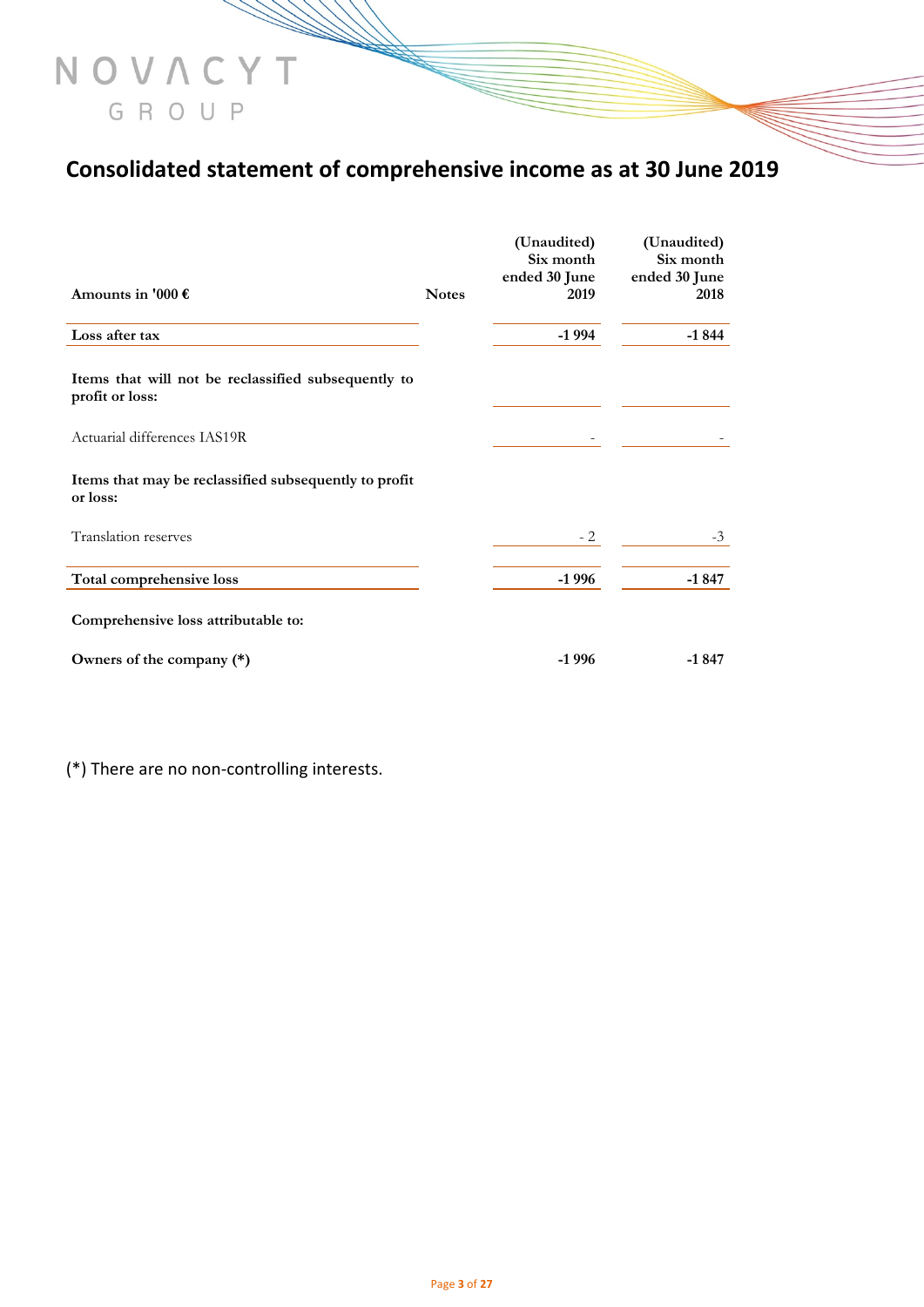# Consolidated statement of comprehensive income as at 30 June 2019

| Amounts in '000 € | Notes | (Unaudited) Six month ended 30 June 2019 | (Unaudited) Six month ended 30 June 2018 |
|---|---|---|---|
| **Loss after tax** | | **-1 994** | **-1 844** |
| **Items that will not be reclassified subsequently to profit or loss:** | | | |
| Actuarial differences IAS19R | | - | - |
| **Items that may be reclassified subsequently to profit or loss:** | | | |
| Translation reserves | | - 2 | -3 |
| **Total comprehensive loss** | | **-1 996** | **-1 847** |
| **Comprehensive loss attributable to:** | | | |
| **Owners of the company (*)** | | **-1 996** | **-1 847** |

(*) There are no non-controlling interests.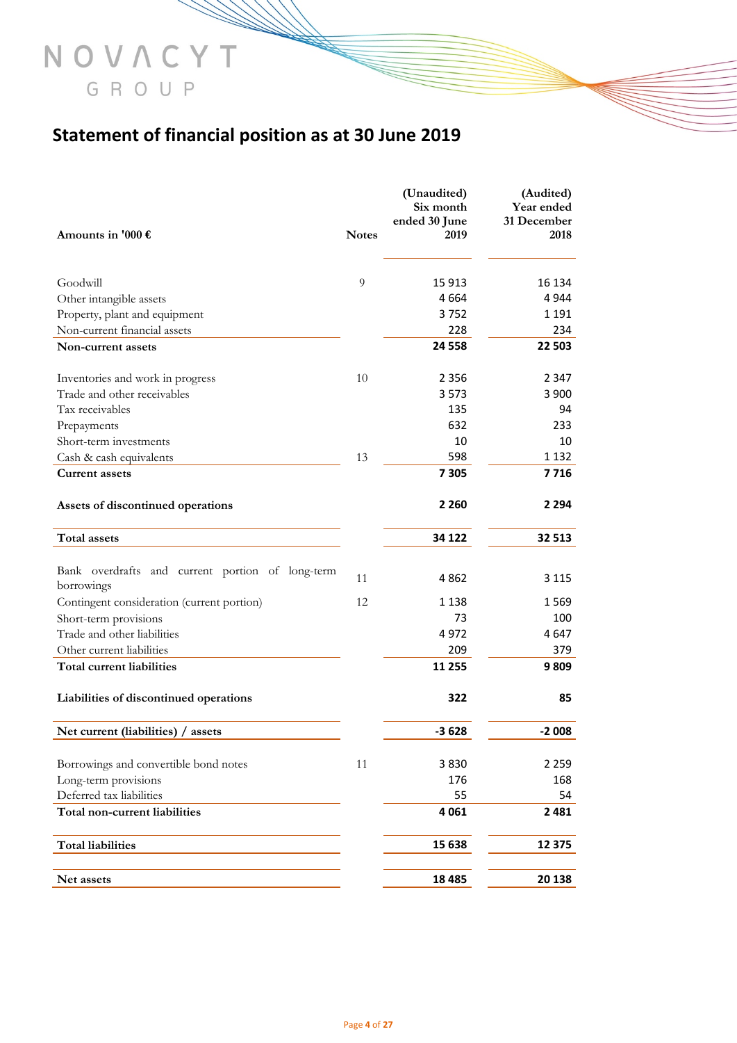NOVACYT GROUP

# Statement of financial position as at 30 June 2019

| Amounts in '000 € | Notes | (Unaudited) Six month ended 30 June 2019 | (Audited) Year ended 31 December 2018 |
|---|---|---|---|
| Goodwill | 9 | 15 913 | 16 134 |
| Other intangible assets | | 4 664 | 4 944 |
| Property, plant and equipment | | 3 752 | 1 191 |
| Non-current financial assets | | 228 | 234 |
| **Non-current assets** | | **24 558** | **22 503** |
| Inventories and work in progress | 10 | 2 356 | 2 347 |
| Trade and other receivables | | 3 573 | 3 900 |
| Tax receivables | | 135 | 94 |
| Prepayments | | 632 | 233 |
| Short-term investments | | 10 | 10 |
| Cash & cash equivalents | 13 | 598 | 1 132 |
| **Current assets** | | **7 305** | **7 716** |
| **Assets of discontinued operations** | | **2 260** | **2 294** |
| **Total assets** | | **34 122** | **32 513** |
| Bank overdrafts and current portion of long-term borrowings | 11 | 4 862 | 3 115 |
| Contingent consideration (current portion) | 12 | 1 138 | 1 569 |
| Short-term provisions | | 73 | 100 |
| Trade and other liabilities | | 4 972 | 4 647 |
| Other current liabilities | | 209 | 379 |
| **Total current liabilities** | | **11 255** | **9 809** |
| **Liabilities of discontinued operations** | | **322** | **85** |
| **Net current (liabilities) / assets** | | **-3 628** | **-2 008** |
| Borrowings and convertible bond notes | 11 | 3 830 | 2 259 |
| Long-term provisions | | 176 | 168 |
| Deferred tax liabilities | | 55 | 54 |
| **Total non-current liabilities** | | **4 061** | **2 481** |
| **Total liabilities** | | **15 638** | **12 375** |
| **Net assets** | | **18 485** | **20 138** |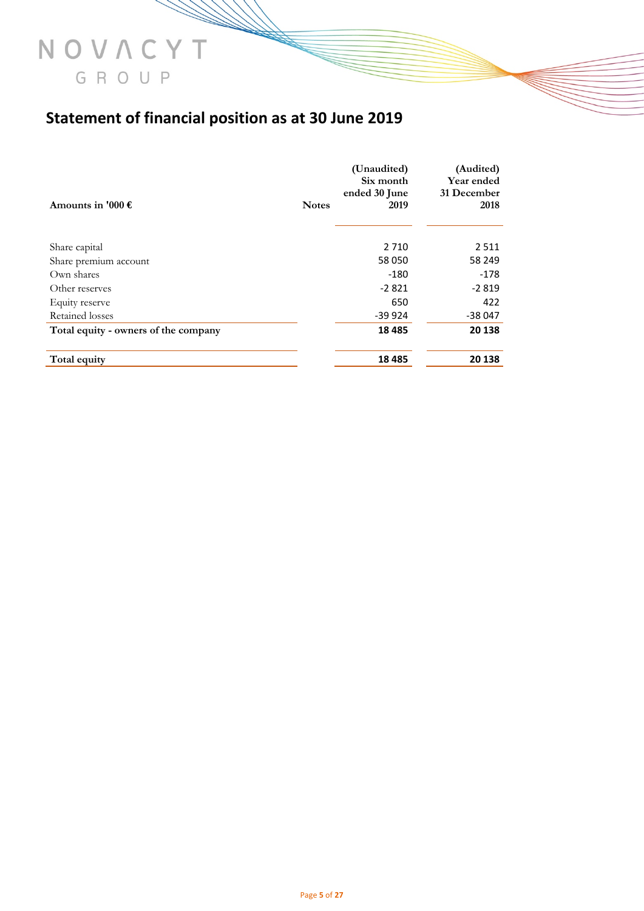# Statement of financial position as at 30 June 2019

| Amounts in '000 € | Notes | (Unaudited) Six month ended 30 June 2019 | (Audited) Year ended 31 December 2018 |
|---|---|---|---|
| Share capital | | 2 710 | 2 511 |
| Share premium account | | 58 050 | 58 249 |
| Own shares | | -180 | -178 |
| Other reserves | | -2 821 | -2 819 |
| Equity reserve | | 650 | 422 |
| Retained losses | | -39 924 | -38 047 |
| **Total equity - owners of the company** | | **18 485** | **20 138** |
| **Total equity** | | **18 485** | **20 138** |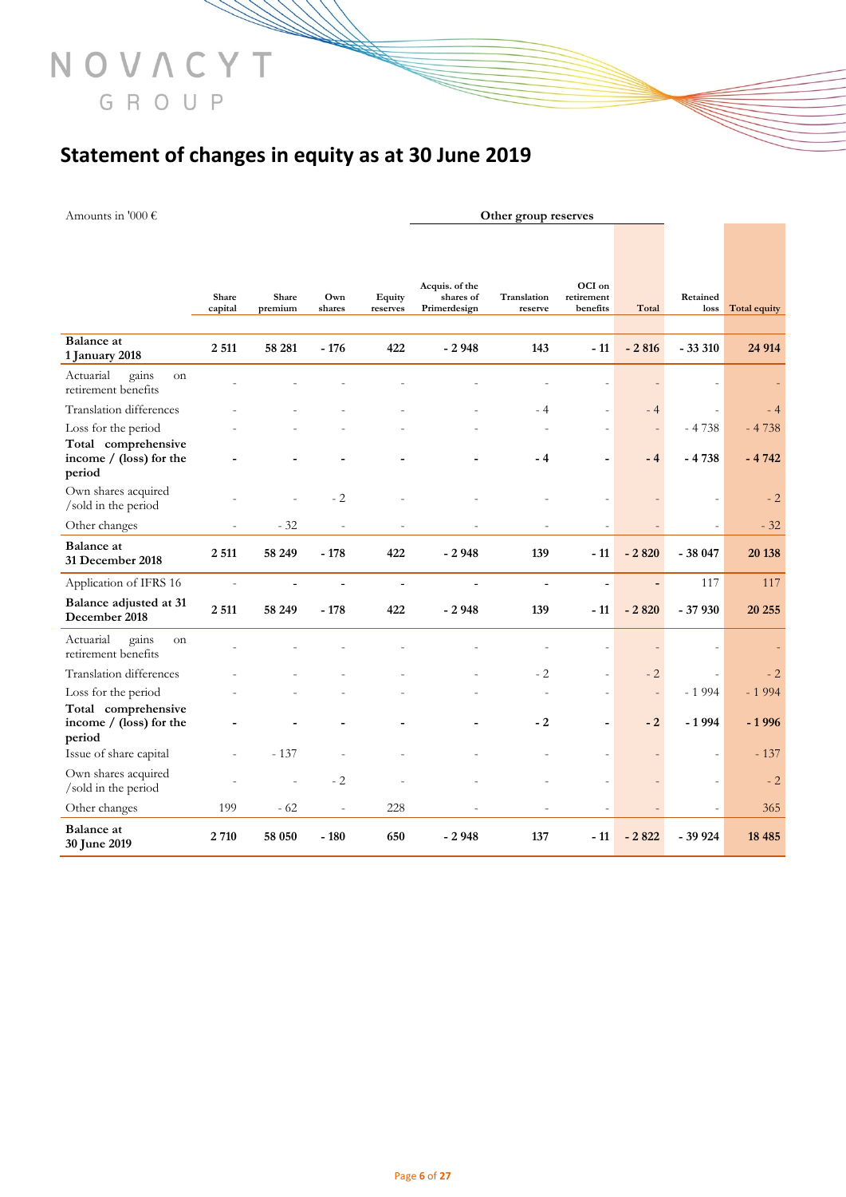# Statement of changes in equity as at 30 June 2019

| Amounts in '000 € | | | | | Other group reserves | | | | | |
|---|---|---|---|---|---|---|---|---|---|---|
| | Share capital | Share premium | Own shares | Equity reserves | Acquis. of the shares of Primerdesign | Translation reserve | OCI on retirement benefits | Total | Retained loss | Total equity |
| **Balance at 1 January 2018** | **2 511** | **58 281** | **- 176** | **422** | **- 2 948** | **143** | **- 11** | **- 2 816** | **- 33 310** | **24 914** |
| Actuarial gains on retirement benefits | - | - | - | - | - | - | - | - | - | - |
| Translation differences | - | - | - | - | - | - 4 | - | - 4 | - | - 4 |
| Loss for the period | - | - | - | - | - | - | - | - | - 4 738 | - 4 738 |
| **Total comprehensive income / (loss) for the period** | **-** | **-** | **-** | **-** | **-** | **- 4** | **-** | **- 4** | **- 4 738** | **- 4 742** |
| Own shares acquired /sold in the period | - | - | - 2 | - | - | - | - | - | - | - 2 |
| Other changes | - | - 32 | - | - | - | - | - | - | - | - 32 |
| **Balance at 31 December 2018** | **2 511** | **58 249** | **- 178** | **422** | **- 2 948** | **139** | **- 11** | **- 2 820** | **- 38 047** | **20 138** |
| Application of IFRS 16 | - | - | - | - | - | - | - | - | 117 | 117 |
| **Balance adjusted at 31 December 2018** | **2 511** | **58 249** | **- 178** | **422** | **- 2 948** | **139** | **- 11** | **- 2 820** | **- 37 930** | **20 255** |
| Actuarial gains on retirement benefits | - | - | - | - | - | - | - | - | - | - |
| Translation differences | - | - | - | - | - | - 2 | - | - 2 | - | - 2 |
| Loss for the period | - | - | - | - | - | - | - | - | - 1 994 | - 1 994 |
| **Total comprehensive income / (loss) for the period** | **-** | **-** | **-** | **-** | **-** | **- 2** | **-** | **- 2** | **- 1 994** | **- 1 996** |
| Issue of share capital | - | - 137 | - | - | - | - | - | - | - | - 137 |
| Own shares acquired /sold in the period | - | - | - 2 | - | - | - | - | - | - | - 2 |
| Other changes | 199 | - 62 | - | 228 | - | - | - | - | - | 365 |
| **Balance at 30 June 2019** | **2 710** | **58 050** | **- 180** | **650** | **- 2 948** | **137** | **- 11** | **- 2 822** | **- 39 924** | **18 485** |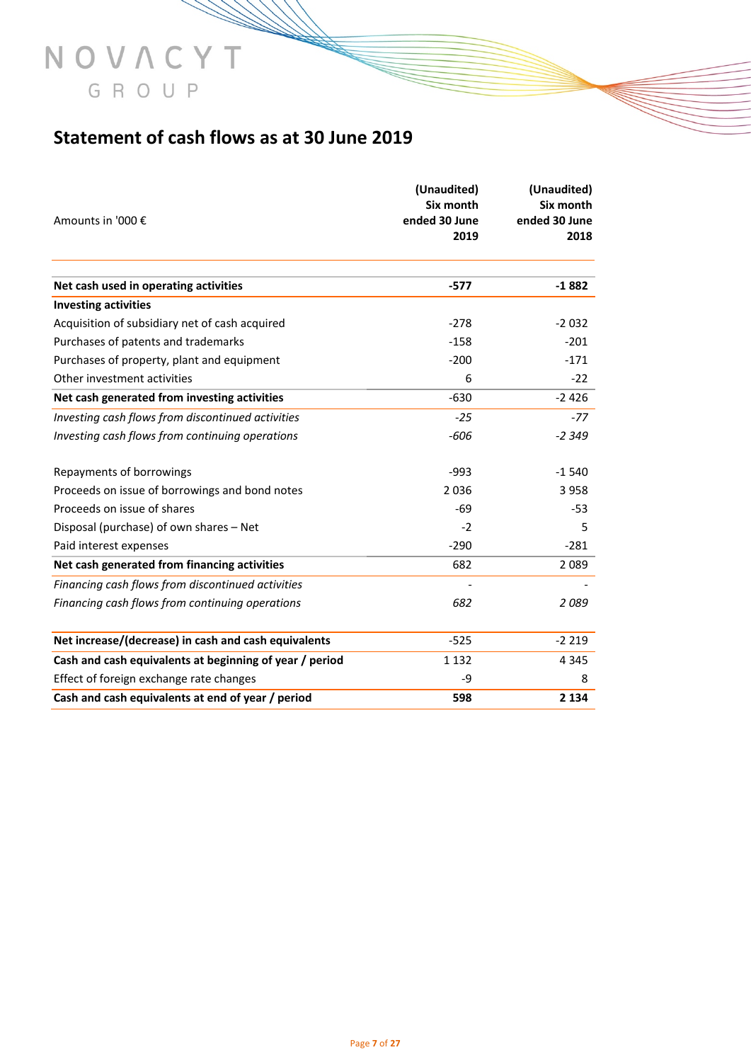NOVACYT GROUP

## Statement of cash flows as at 30 June 2019

| Amounts in '000 € | (Unaudited) Six month ended 30 June 2019 | (Unaudited) Six month ended 30 June 2018 |
|---|---|---|
| **Net cash used in operating activities** | **-577** | **-1 882** |
| **Investing activities** | | |
| Acquisition of subsidiary net of cash acquired | -278 | -2 032 |
| Purchases of patents and trademarks | -158 | -201 |
| Purchases of property, plant and equipment | -200 | -171 |
| Other investment activities | 6 | -22 |
| **Net cash generated from investing activities** | -630 | -2 426 |
| *Investing cash flows from discontinued activities* | *-25* | *-77* |
| *Investing cash flows from continuing operations* | *-606* | *-2 349* |
| | | |
| Repayments of borrowings | -993 | -1 540 |
| Proceeds on issue of borrowings and bond notes | 2 036 | 3 958 |
| Proceeds on issue of shares | -69 | -53 |
| Disposal (purchase) of own shares – Net | -2 | 5 |
| Paid interest expenses | -290 | -281 |
| **Net cash generated from financing activities** | 682 | 2 089 |
| *Financing cash flows from discontinued activities* | - | - |
| *Financing cash flows from continuing operations* | *682* | *2 089* |
| | | |
| **Net increase/(decrease) in cash and cash equivalents** | -525 | -2 219 |
| **Cash and cash equivalents at beginning of year / period** | 1 132 | 4 345 |
| Effect of foreign exchange rate changes | -9 | 8 |
| **Cash and cash equivalents at end of year / period** | **598** | **2 134** |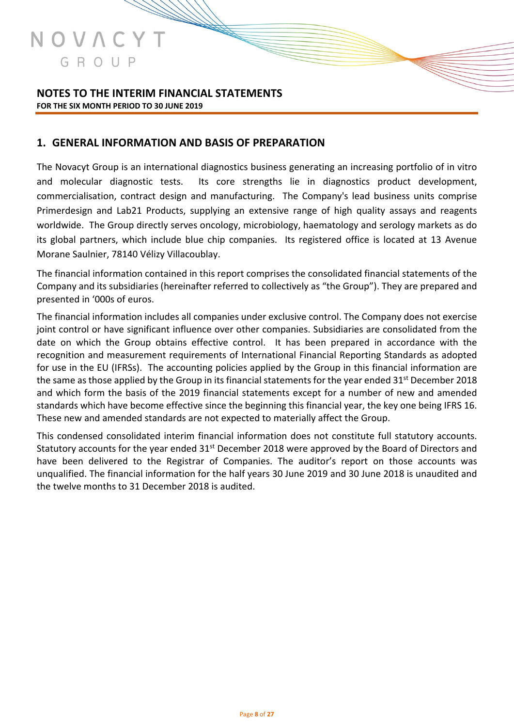# NOTES TO THE INTERIM FINANCIAL STATEMENTS

**FOR THE SIX MONTH PERIOD TO 30 JUNE 2019**

## 1. GENERAL INFORMATION AND BASIS OF PREPARATION

The Novacyt Group is an international diagnostics business generating an increasing portfolio of in vitro and molecular diagnostic tests. Its core strengths lie in diagnostics product development, commercialisation, contract design and manufacturing. The Company's lead business units comprise Primerdesign and Lab21 Products, supplying an extensive range of high quality assays and reagents worldwide. The Group directly serves oncology, microbiology, haematology and serology markets as do its global partners, which include blue chip companies. Its registered office is located at 13 Avenue Morane Saulnier, 78140 Vélizy Villacoublay.

The financial information contained in this report comprises the consolidated financial statements of the Company and its subsidiaries (hereinafter referred to collectively as "the Group"). They are prepared and presented in '000s of euros.

The financial information includes all companies under exclusive control. The Company does not exercise joint control or have significant influence over other companies. Subsidiaries are consolidated from the date on which the Group obtains effective control. It has been prepared in accordance with the recognition and measurement requirements of International Financial Reporting Standards as adopted for use in the EU (IFRSs). The accounting policies applied by the Group in this financial information are the same as those applied by the Group in its financial statements for the year ended 31st December 2018 and which form the basis of the 2019 financial statements except for a number of new and amended standards which have become effective since the beginning this financial year, the key one being IFRS 16. These new and amended standards are not expected to materially affect the Group.

This condensed consolidated interim financial information does not constitute full statutory accounts. Statutory accounts for the year ended 31st December 2018 were approved by the Board of Directors and have been delivered to the Registrar of Companies. The auditor's report on those accounts was unqualified. The financial information for the half years 30 June 2019 and 30 June 2018 is unaudited and the twelve months to 31 December 2018 is audited.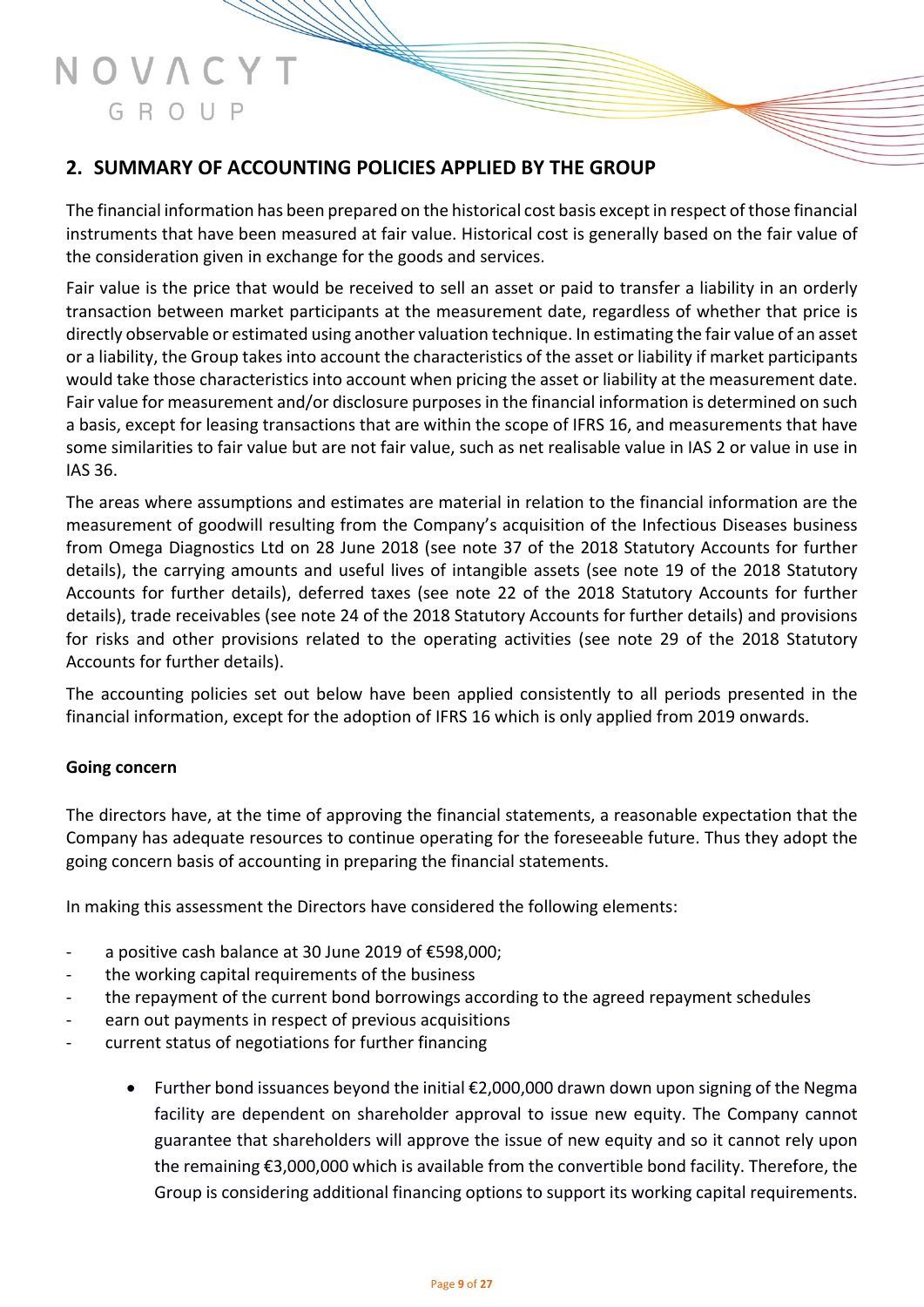## 2. SUMMARY OF ACCOUNTING POLICIES APPLIED BY THE GROUP

The financial information has been prepared on the historical cost basis except in respect of those financial instruments that have been measured at fair value. Historical cost is generally based on the fair value of the consideration given in exchange for the goods and services.

Fair value is the price that would be received to sell an asset or paid to transfer a liability in an orderly transaction between market participants at the measurement date, regardless of whether that price is directly observable or estimated using another valuation technique. In estimating the fair value of an asset or a liability, the Group takes into account the characteristics of the asset or liability if market participants would take those characteristics into account when pricing the asset or liability at the measurement date. Fair value for measurement and/or disclosure purposes in the financial information is determined on such a basis, except for leasing transactions that are within the scope of IFRS 16, and measurements that have some similarities to fair value but are not fair value, such as net realisable value in IAS 2 or value in use in IAS 36.

The areas where assumptions and estimates are material in relation to the financial information are the measurement of goodwill resulting from the Company's acquisition of the Infectious Diseases business from Omega Diagnostics Ltd on 28 June 2018 (see note 37 of the 2018 Statutory Accounts for further details), the carrying amounts and useful lives of intangible assets (see note 19 of the 2018 Statutory Accounts for further details), deferred taxes (see note 22 of the 2018 Statutory Accounts for further details), trade receivables (see note 24 of the 2018 Statutory Accounts for further details) and provisions for risks and other provisions related to the operating activities (see note 29 of the 2018 Statutory Accounts for further details).

The accounting policies set out below have been applied consistently to all periods presented in the financial information, except for the adoption of IFRS 16 which is only applied from 2019 onwards.

**Going concern**

The directors have, at the time of approving the financial statements, a reasonable expectation that the Company has adequate resources to continue operating for the foreseeable future. Thus they adopt the going concern basis of accounting in preparing the financial statements.

In making this assessment the Directors have considered the following elements:

- a positive cash balance at 30 June 2019 of €598,000;
- the working capital requirements of the business
- the repayment of the current bond borrowings according to the agreed repayment schedules
- earn out payments in respect of previous acquisitions
- current status of negotiations for further financing
    - Further bond issuances beyond the initial €2,000,000 drawn down upon signing of the Negma facility are dependent on shareholder approval to issue new equity. The Company cannot guarantee that shareholders will approve the issue of new equity and so it cannot rely upon the remaining €3,000,000 which is available from the convertible bond facility. Therefore, the Group is considering additional financing options to support its working capital requirements.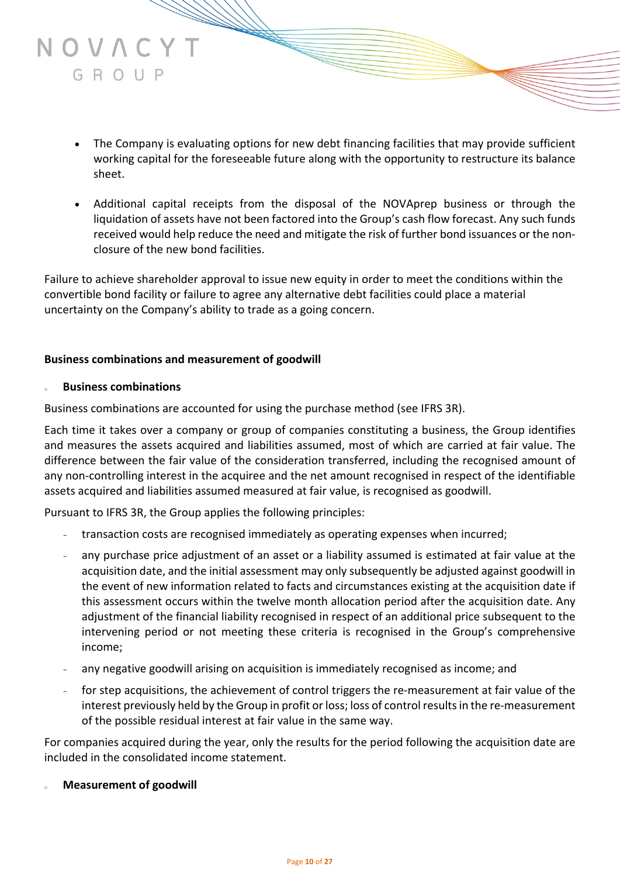- The Company is evaluating options for new debt financing facilities that may provide sufficient working capital for the foreseeable future along with the opportunity to restructure its balance sheet.

- Additional capital receipts from the disposal of the NOVAprep business or through the liquidation of assets have not been factored into the Group's cash flow forecast. Any such funds received would help reduce the need and mitigate the risk of further bond issuances or the non-closure of the new bond facilities.

Failure to achieve shareholder approval to issue new equity in order to meet the conditions within the convertible bond facility or failure to agree any alternative debt facilities could place a material uncertainty on the Company's ability to trade as a going concern.

**Business combinations and measurement of goodwill**

- **Business combinations**

Business combinations are accounted for using the purchase method (see IFRS 3R).

Each time it takes over a company or group of companies constituting a business, the Group identifies and measures the assets acquired and liabilities assumed, most of which are carried at fair value. The difference between the fair value of the consideration transferred, including the recognised amount of any non-controlling interest in the acquiree and the net amount recognised in respect of the identifiable assets acquired and liabilities assumed measured at fair value, is recognised as goodwill.

Pursuant to IFRS 3R, the Group applies the following principles:

- transaction costs are recognised immediately as operating expenses when incurred;
- any purchase price adjustment of an asset or a liability assumed is estimated at fair value at the acquisition date, and the initial assessment may only subsequently be adjusted against goodwill in the event of new information related to facts and circumstances existing at the acquisition date if this assessment occurs within the twelve month allocation period after the acquisition date. Any adjustment of the financial liability recognised in respect of an additional price subsequent to the intervening period or not meeting these criteria is recognised in the Group's comprehensive income;
- any negative goodwill arising on acquisition is immediately recognised as income; and
- for step acquisitions, the achievement of control triggers the re-measurement at fair value of the interest previously held by the Group in profit or loss; loss of control results in the re-measurement of the possible residual interest at fair value in the same way.

For companies acquired during the year, only the results for the period following the acquisition date are included in the consolidated income statement.

- **Measurement of goodwill**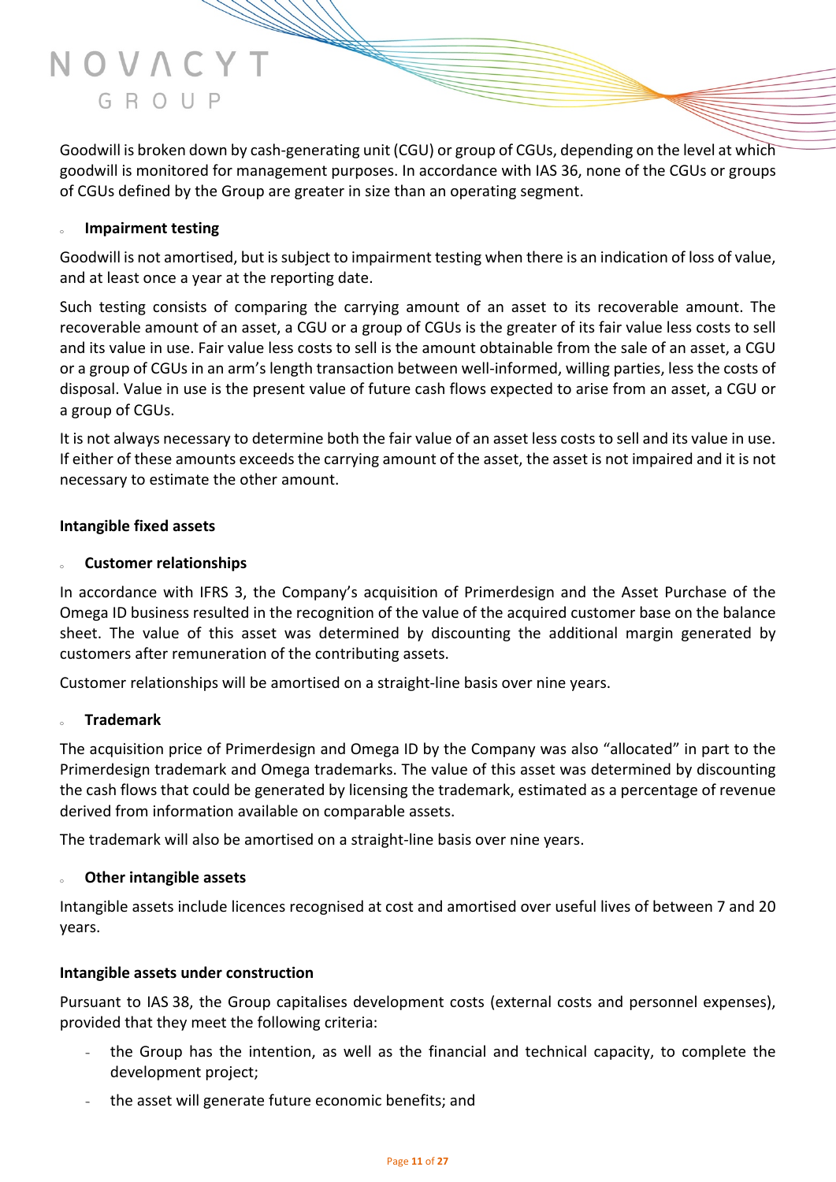Goodwill is broken down by cash-generating unit (CGU) or group of CGUs, depending on the level at which goodwill is monitored for management purposes. In accordance with IAS 36, none of the CGUs or groups of CGUs defined by the Group are greater in size than an operating segment.

- **Impairment testing**

Goodwill is not amortised, but is subject to impairment testing when there is an indication of loss of value, and at least once a year at the reporting date.

Such testing consists of comparing the carrying amount of an asset to its recoverable amount. The recoverable amount of an asset, a CGU or a group of CGUs is the greater of its fair value less costs to sell and its value in use. Fair value less costs to sell is the amount obtainable from the sale of an asset, a CGU or a group of CGUs in an arm's length transaction between well-informed, willing parties, less the costs of disposal. Value in use is the present value of future cash flows expected to arise from an asset, a CGU or a group of CGUs.

It is not always necessary to determine both the fair value of an asset less costs to sell and its value in use. If either of these amounts exceeds the carrying amount of the asset, the asset is not impaired and it is not necessary to estimate the other amount.

**Intangible fixed assets**

- **Customer relationships**

In accordance with IFRS 3, the Company's acquisition of Primerdesign and the Asset Purchase of the Omega ID business resulted in the recognition of the value of the acquired customer base on the balance sheet. The value of this asset was determined by discounting the additional margin generated by customers after remuneration of the contributing assets.

Customer relationships will be amortised on a straight-line basis over nine years.

- **Trademark**

The acquisition price of Primerdesign and Omega ID by the Company was also "allocated" in part to the Primerdesign trademark and Omega trademarks. The value of this asset was determined by discounting the cash flows that could be generated by licensing the trademark, estimated as a percentage of revenue derived from information available on comparable assets.

The trademark will also be amortised on a straight-line basis over nine years.

- **Other intangible assets**

Intangible assets include licences recognised at cost and amortised over useful lives of between 7 and 20 years.

**Intangible assets under construction**

Pursuant to IAS 38, the Group capitalises development costs (external costs and personnel expenses), provided that they meet the following criteria:

- the Group has the intention, as well as the financial and technical capacity, to complete the development project;
- the asset will generate future economic benefits; and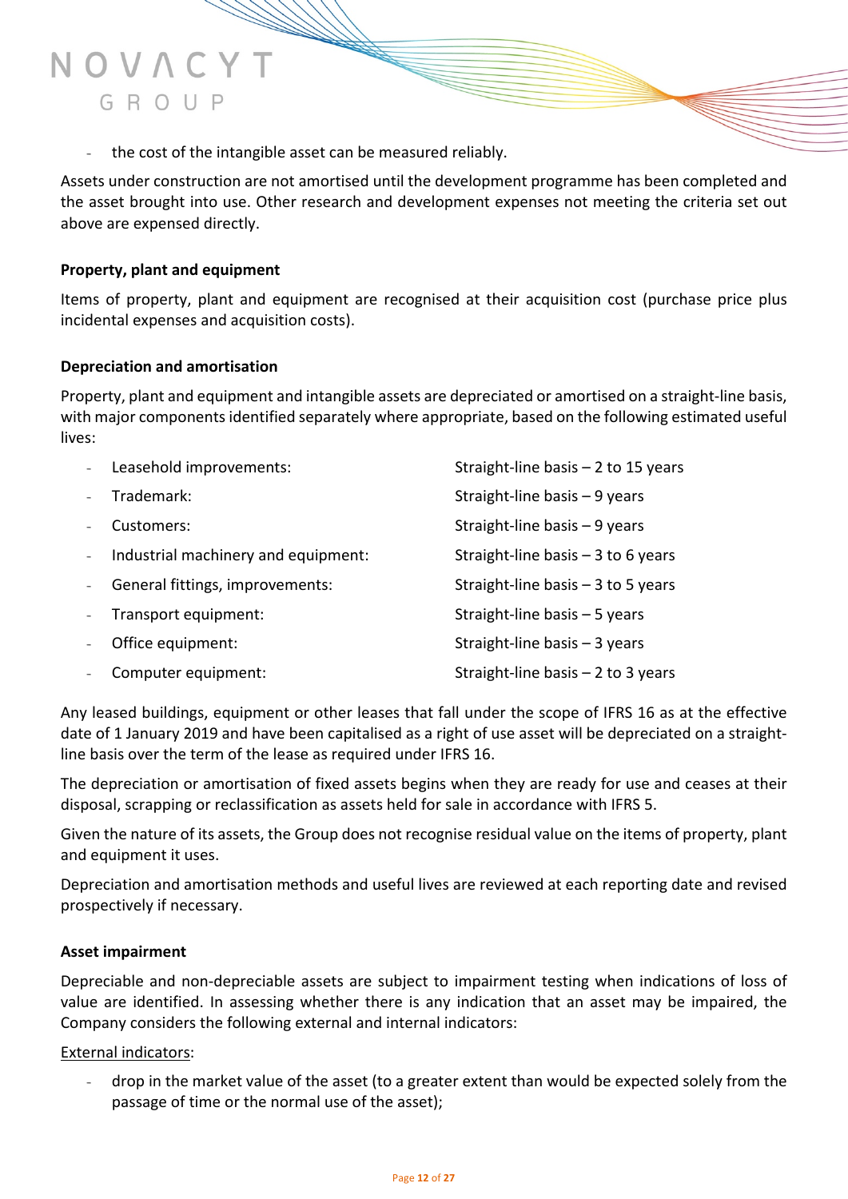- the cost of the intangible asset can be measured reliably.

Assets under construction are not amortised until the development programme has been completed and the asset brought into use. Other research and development expenses not meeting the criteria set out above are expensed directly.

**Property, plant and equipment**

Items of property, plant and equipment are recognised at their acquisition cost (purchase price plus incidental expenses and acquisition costs).

**Depreciation and amortisation**

Property, plant and equipment and intangible assets are depreciated or amortised on a straight-line basis, with major components identified separately where appropriate, based on the following estimated useful lives:

- Leasehold improvements: Straight-line basis – 2 to 15 years
- Trademark: Straight-line basis – 9 years
- Customers: Straight-line basis – 9 years
- Industrial machinery and equipment: Straight-line basis – 3 to 6 years
- General fittings, improvements: Straight-line basis – 3 to 5 years
- Transport equipment: Straight-line basis – 5 years
- Office equipment: Straight-line basis – 3 years
- Computer equipment: Straight-line basis – 2 to 3 years

Any leased buildings, equipment or other leases that fall under the scope of IFRS 16 as at the effective date of 1 January 2019 and have been capitalised as a right of use asset will be depreciated on a straight-line basis over the term of the lease as required under IFRS 16.

The depreciation or amortisation of fixed assets begins when they are ready for use and ceases at their disposal, scrapping or reclassification as assets held for sale in accordance with IFRS 5.

Given the nature of its assets, the Group does not recognise residual value on the items of property, plant and equipment it uses.

Depreciation and amortisation methods and useful lives are reviewed at each reporting date and revised prospectively if necessary.

**Asset impairment**

Depreciable and non-depreciable assets are subject to impairment testing when indications of loss of value are identified. In assessing whether there is any indication that an asset may be impaired, the Company considers the following external and internal indicators:

External indicators:

- drop in the market value of the asset (to a greater extent than would be expected solely from the passage of time or the normal use of the asset);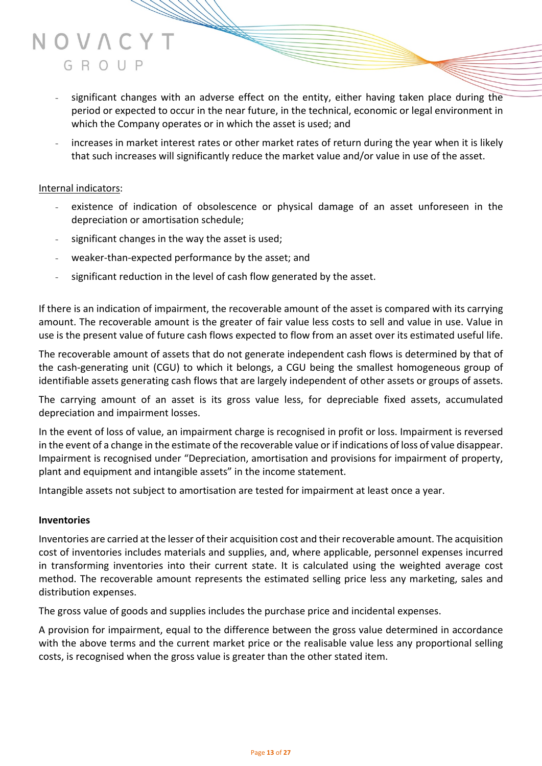- significant changes with an adverse effect on the entity, either having taken place during the period or expected to occur in the near future, in the technical, economic or legal environment in which the Company operates or in which the asset is used; and
- increases in market interest rates or other market rates of return during the year when it is likely that such increases will significantly reduce the market value and/or value in use of the asset.

Internal indicators:

- existence of indication of obsolescence or physical damage of an asset unforeseen in the depreciation or amortisation schedule;
- significant changes in the way the asset is used;
- weaker-than-expected performance by the asset; and
- significant reduction in the level of cash flow generated by the asset.

If there is an indication of impairment, the recoverable amount of the asset is compared with its carrying amount. The recoverable amount is the greater of fair value less costs to sell and value in use. Value in use is the present value of future cash flows expected to flow from an asset over its estimated useful life.

The recoverable amount of assets that do not generate independent cash flows is determined by that of the cash-generating unit (CGU) to which it belongs, a CGU being the smallest homogeneous group of identifiable assets generating cash flows that are largely independent of other assets or groups of assets.

The carrying amount of an asset is its gross value less, for depreciable fixed assets, accumulated depreciation and impairment losses.

In the event of loss of value, an impairment charge is recognised in profit or loss. Impairment is reversed in the event of a change in the estimate of the recoverable value or if indications of loss of value disappear. Impairment is recognised under "Depreciation, amortisation and provisions for impairment of property, plant and equipment and intangible assets" in the income statement.

Intangible assets not subject to amortisation are tested for impairment at least once a year.

**Inventories**

Inventories are carried at the lesser of their acquisition cost and their recoverable amount. The acquisition cost of inventories includes materials and supplies, and, where applicable, personnel expenses incurred in transforming inventories into their current state. It is calculated using the weighted average cost method. The recoverable amount represents the estimated selling price less any marketing, sales and distribution expenses.

The gross value of goods and supplies includes the purchase price and incidental expenses.

A provision for impairment, equal to the difference between the gross value determined in accordance with the above terms and the current market price or the realisable value less any proportional selling costs, is recognised when the gross value is greater than the other stated item.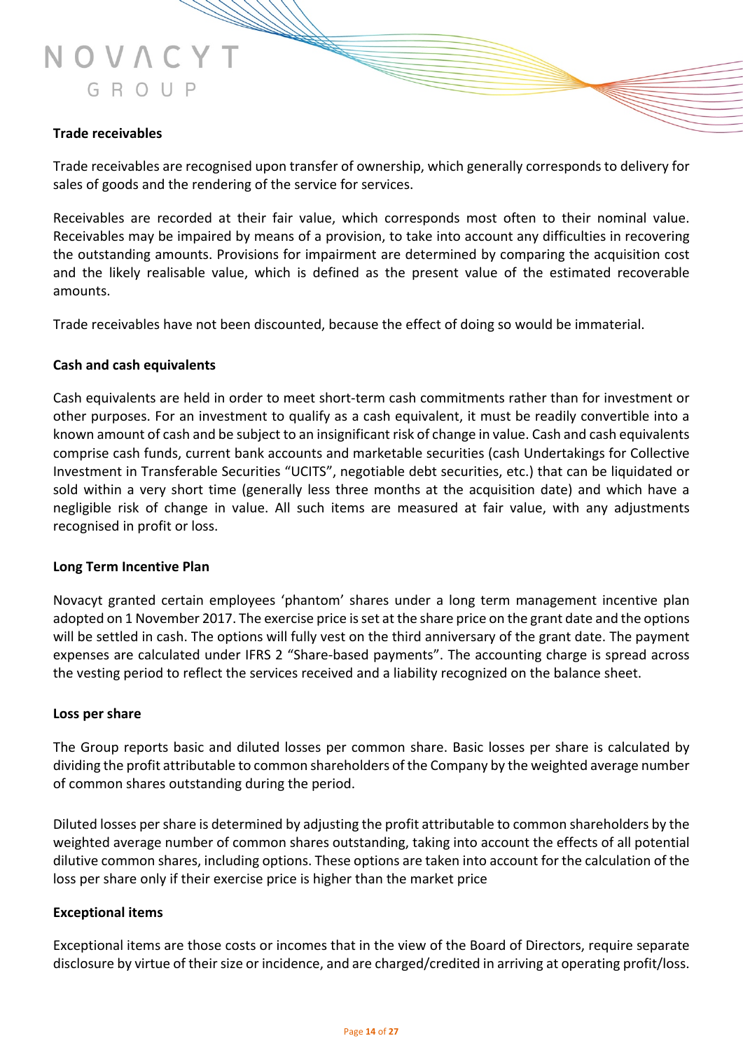### Trade receivables

Trade receivables are recognised upon transfer of ownership, which generally corresponds to delivery for sales of goods and the rendering of the service for services.

Receivables are recorded at their fair value, which corresponds most often to their nominal value. Receivables may be impaired by means of a provision, to take into account any difficulties in recovering the outstanding amounts. Provisions for impairment are determined by comparing the acquisition cost and the likely realisable value, which is defined as the present value of the estimated recoverable amounts.

Trade receivables have not been discounted, because the effect of doing so would be immaterial.

### Cash and cash equivalents

Cash equivalents are held in order to meet short-term cash commitments rather than for investment or other purposes. For an investment to qualify as a cash equivalent, it must be readily convertible into a known amount of cash and be subject to an insignificant risk of change in value. Cash and cash equivalents comprise cash funds, current bank accounts and marketable securities (cash Undertakings for Collective Investment in Transferable Securities "UCITS", negotiable debt securities, etc.) that can be liquidated or sold within a very short time (generally less three months at the acquisition date) and which have a negligible risk of change in value. All such items are measured at fair value, with any adjustments recognised in profit or loss.

### Long Term Incentive Plan

Novacyt granted certain employees 'phantom' shares under a long term management incentive plan adopted on 1 November 2017. The exercise price is set at the share price on the grant date and the options will be settled in cash. The options will fully vest on the third anniversary of the grant date. The payment expenses are calculated under IFRS 2 "Share-based payments". The accounting charge is spread across the vesting period to reflect the services received and a liability recognized on the balance sheet.

### Loss per share

The Group reports basic and diluted losses per common share. Basic losses per share is calculated by dividing the profit attributable to common shareholders of the Company by the weighted average number of common shares outstanding during the period.

Diluted losses per share is determined by adjusting the profit attributable to common shareholders by the weighted average number of common shares outstanding, taking into account the effects of all potential dilutive common shares, including options. These options are taken into account for the calculation of the loss per share only if their exercise price is higher than the market price

### Exceptional items

Exceptional items are those costs or incomes that in the view of the Board of Directors, require separate disclosure by virtue of their size or incidence, and are charged/credited in arriving at operating profit/loss.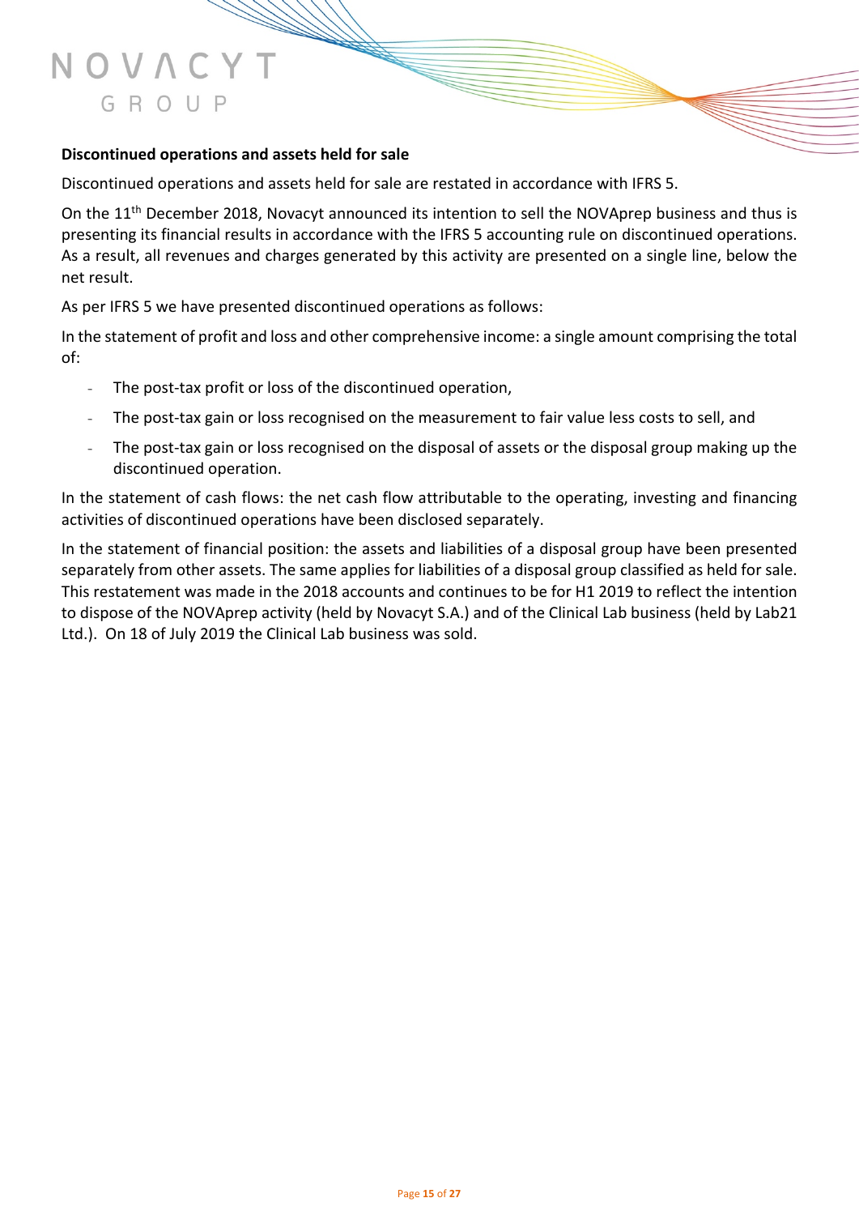### Discontinued operations and assets held for sale

Discontinued operations and assets held for sale are restated in accordance with IFRS 5.

On the 11th December 2018, Novacyt announced its intention to sell the NOVAprep business and thus is presenting its financial results in accordance with the IFRS 5 accounting rule on discontinued operations. As a result, all revenues and charges generated by this activity are presented on a single line, below the net result.

As per IFRS 5 we have presented discontinued operations as follows:

In the statement of profit and loss and other comprehensive income: a single amount comprising the total of:

- The post-tax profit or loss of the discontinued operation,
- The post-tax gain or loss recognised on the measurement to fair value less costs to sell, and
- The post-tax gain or loss recognised on the disposal of assets or the disposal group making up the discontinued operation.

In the statement of cash flows: the net cash flow attributable to the operating, investing and financing activities of discontinued operations have been disclosed separately.

In the statement of financial position: the assets and liabilities of a disposal group have been presented separately from other assets. The same applies for liabilities of a disposal group classified as held for sale. This restatement was made in the 2018 accounts and continues to be for H1 2019 to reflect the intention to dispose of the NOVAprep activity (held by Novacyt S.A.) and of the Clinical Lab business (held by Lab21 Ltd.). On 18 of July 2019 the Clinical Lab business was sold.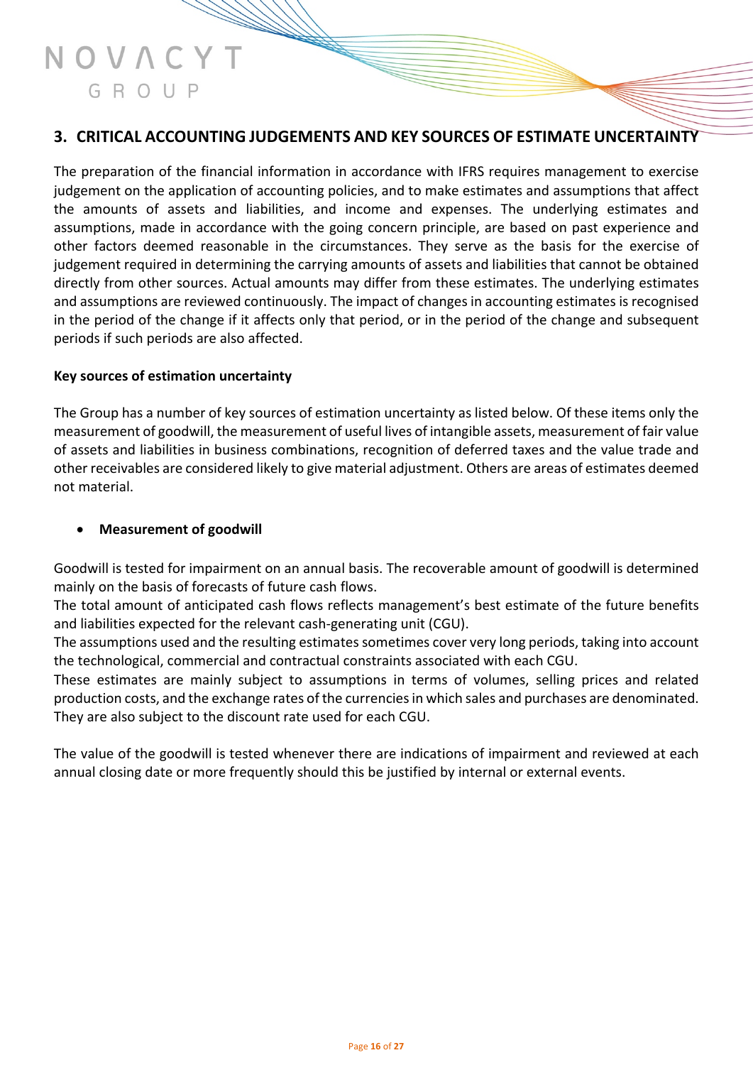## 3. CRITICAL ACCOUNTING JUDGEMENTS AND KEY SOURCES OF ESTIMATE UNCERTAINTY

The preparation of the financial information in accordance with IFRS requires management to exercise judgement on the application of accounting policies, and to make estimates and assumptions that affect the amounts of assets and liabilities, and income and expenses. The underlying estimates and assumptions, made in accordance with the going concern principle, are based on past experience and other factors deemed reasonable in the circumstances. They serve as the basis for the exercise of judgement required in determining the carrying amounts of assets and liabilities that cannot be obtained directly from other sources. Actual amounts may differ from these estimates. The underlying estimates and assumptions are reviewed continuously. The impact of changes in accounting estimates is recognised in the period of the change if it affects only that period, or in the period of the change and subsequent periods if such periods are also affected.

**Key sources of estimation uncertainty**

The Group has a number of key sources of estimation uncertainty as listed below. Of these items only the measurement of goodwill, the measurement of useful lives of intangible assets, measurement of fair value of assets and liabilities in business combinations, recognition of deferred taxes and the value trade and other receivables are considered likely to give material adjustment. Others are areas of estimates deemed not material.

- **Measurement of goodwill**

Goodwill is tested for impairment on an annual basis. The recoverable amount of goodwill is determined mainly on the basis of forecasts of future cash flows.
The total amount of anticipated cash flows reflects management's best estimate of the future benefits and liabilities expected for the relevant cash-generating unit (CGU).
The assumptions used and the resulting estimates sometimes cover very long periods, taking into account the technological, commercial and contractual constraints associated with each CGU.
These estimates are mainly subject to assumptions in terms of volumes, selling prices and related production costs, and the exchange rates of the currencies in which sales and purchases are denominated. They are also subject to the discount rate used for each CGU.

The value of the goodwill is tested whenever there are indications of impairment and reviewed at each annual closing date or more frequently should this be justified by internal or external events.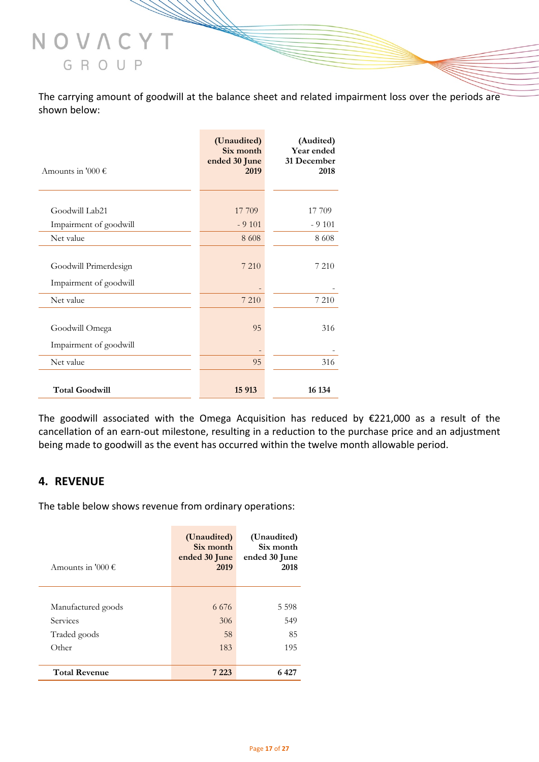The carrying amount of goodwill at the balance sheet and related impairment loss over the periods are shown below:

| Amounts in '000 € | (Unaudited) Six month ended 30 June 2019 | (Audited) Year ended 31 December 2018 |
|---|---|---|
| Goodwill Lab21 | 17 709 | 17 709 |
| Impairment of goodwill | - 9 101 | - 9 101 |
| Net value | 8 608 | 8 608 |
| Goodwill Primerdesign | 7 210 | 7 210 |
| Impairment of goodwill | - | - |
| Net value | 7 210 | 7 210 |
| Goodwill Omega | 95 | 316 |
| Impairment of goodwill | - | - |
| Net value | 95 | 316 |
| **Total Goodwill** | **15 913** | **16 134** |

The goodwill associated with the Omega Acquisition has reduced by €221,000 as a result of the cancellation of an earn-out milestone, resulting in a reduction to the purchase price and an adjustment being made to goodwill as the event has occurred within the twelve month allowable period.

## 4. REVENUE

The table below shows revenue from ordinary operations:

| Amounts in '000 € | (Unaudited) Six month ended 30 June 2019 | (Unaudited) Six month ended 30 June 2018 |
|---|---|---|
| Manufactured goods | 6 676 | 5 598 |
| Services | 306 | 549 |
| Traded goods | 58 | 85 |
| Other | 183 | 195 |
| **Total Revenue** | **7 223** | **6 427** |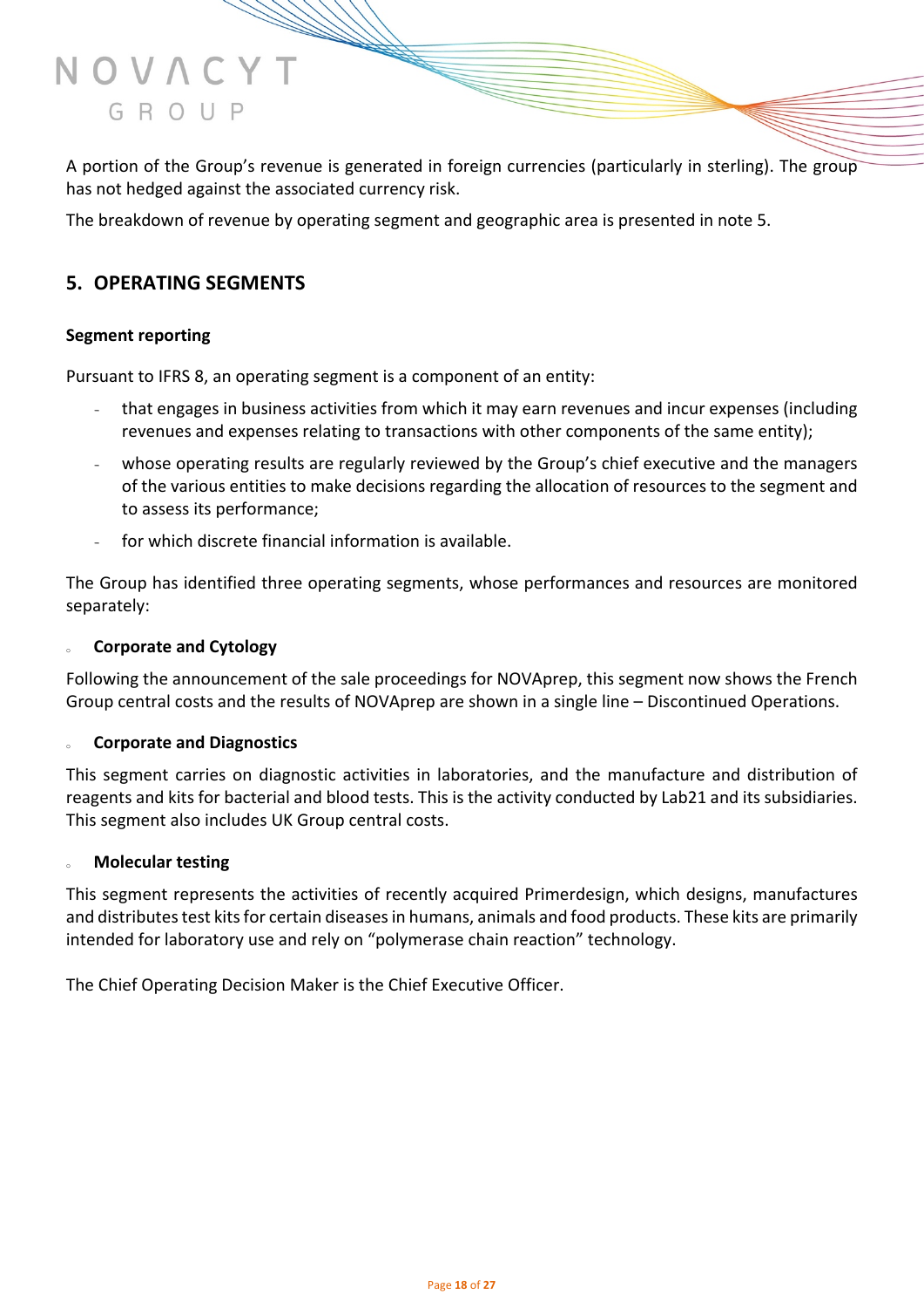A portion of the Group's revenue is generated in foreign currencies (particularly in sterling). The group has not hedged against the associated currency risk.

The breakdown of revenue by operating segment and geographic area is presented in note 5.

## 5. OPERATING SEGMENTS

### Segment reporting

Pursuant to IFRS 8, an operating segment is a component of an entity:

- that engages in business activities from which it may earn revenues and incur expenses (including revenues and expenses relating to transactions with other components of the same entity);
- whose operating results are regularly reviewed by the Group's chief executive and the managers of the various entities to make decisions regarding the allocation of resources to the segment and to assess its performance;
- for which discrete financial information is available.

The Group has identified three operating segments, whose performances and resources are monitored separately:

- **Corporate and Cytology**

Following the announcement of the sale proceedings for NOVAprep, this segment now shows the French Group central costs and the results of NOVAprep are shown in a single line – Discontinued Operations.

- **Corporate and Diagnostics**

This segment carries on diagnostic activities in laboratories, and the manufacture and distribution of reagents and kits for bacterial and blood tests. This is the activity conducted by Lab21 and its subsidiaries. This segment also includes UK Group central costs.

- **Molecular testing**

This segment represents the activities of recently acquired Primerdesign, which designs, manufactures and distributes test kits for certain diseases in humans, animals and food products. These kits are primarily intended for laboratory use and rely on "polymerase chain reaction" technology.

The Chief Operating Decision Maker is the Chief Executive Officer.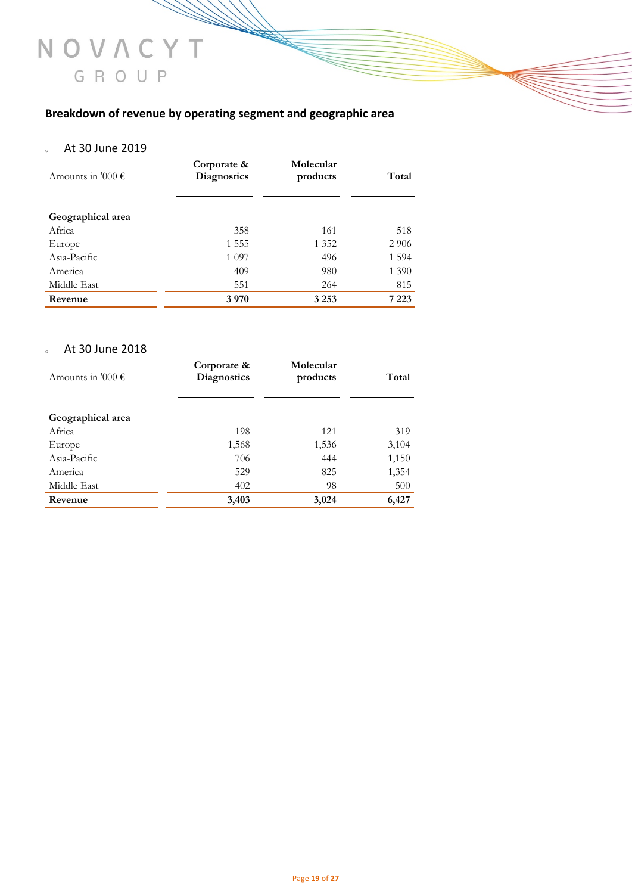## Breakdown of revenue by operating segment and geographic area

- At 30 June 2019

| Amounts in '000 € | Corporate & Diagnostics | Molecular products | Total |
|---|---|---|---|
| **Geographical area** | | | |
| Africa | 358 | 161 | 518 |
| Europe | 1 555 | 1 352 | 2 906 |
| Asia-Pacific | 1 097 | 496 | 1 594 |
| America | 409 | 980 | 1 390 |
| Middle East | 551 | 264 | 815 |
| **Revenue** | **3 970** | **3 253** | **7 223** |

- At 30 June 2018

| Amounts in '000 € | Corporate & Diagnostics | Molecular products | Total |
|---|---|---|---|
| **Geographical area** | | | |
| Africa | 198 | 121 | 319 |
| Europe | 1,568 | 1,536 | 3,104 |
| Asia-Pacific | 706 | 444 | 1,150 |
| America | 529 | 825 | 1,354 |
| Middle East | 402 | 98 | 500 |
| **Revenue** | **3,403** | **3,024** | **6,427** |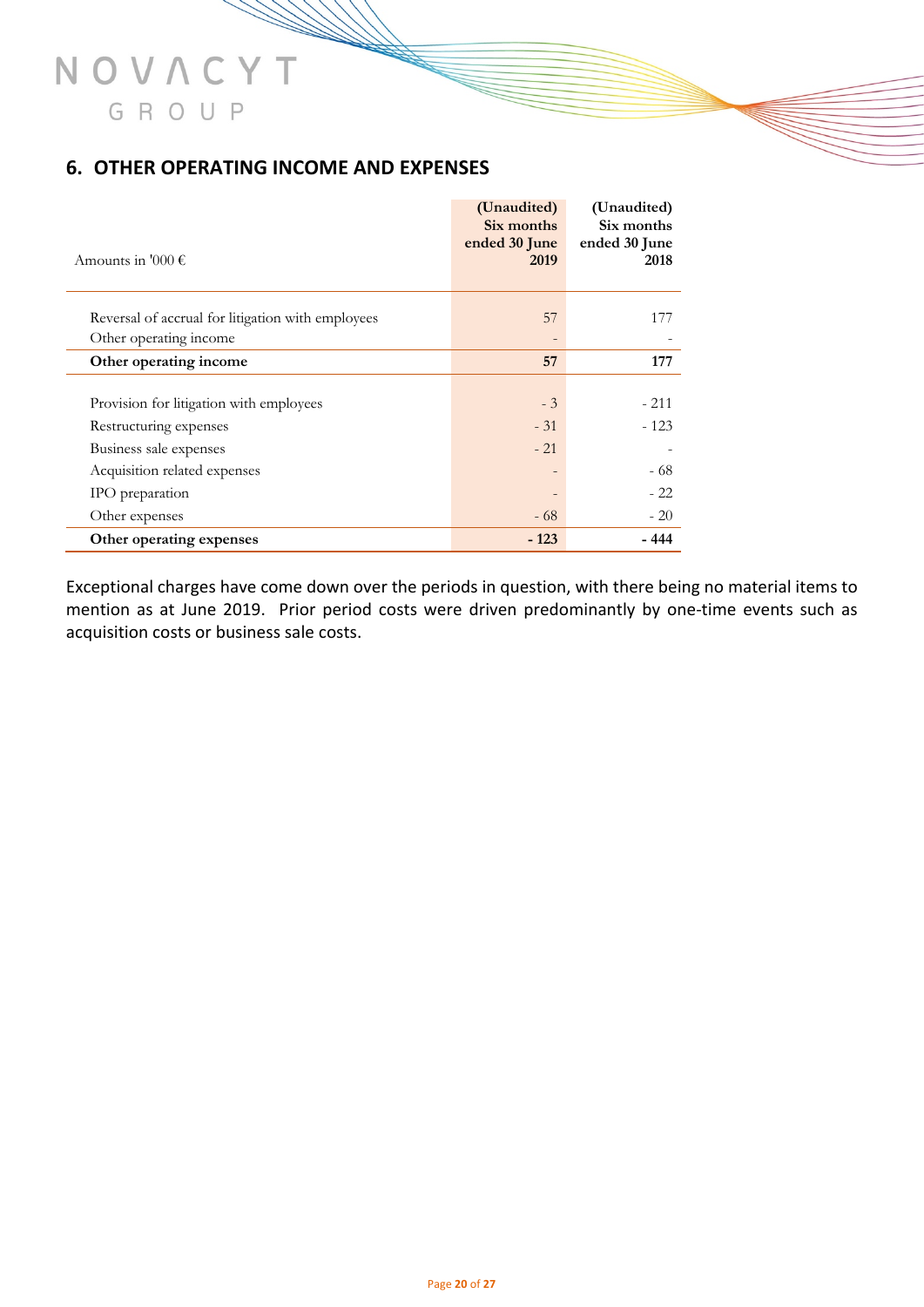## 6. OTHER OPERATING INCOME AND EXPENSES

| Amounts in '000 € | (Unaudited) Six months ended 30 June 2019 | (Unaudited) Six months ended 30 June 2018 |
|---|---|---|
| Reversal of accrual for litigation with employees | 57 | 177 |
| Other operating income | - | - |
| **Other operating income** | **57** | **177** |
| Provision for litigation with employees | - 3 | - 211 |
| Restructuring expenses | - 31 | - 123 |
| Business sale expenses | - 21 | - |
| Acquisition related expenses | - | - 68 |
| IPO preparation | - | - 22 |
| Other expenses | - 68 | - 20 |
| **Other operating expenses** | **- 123** | **- 444** |

Exceptional charges have come down over the periods in question, with there being no material items to mention as at June 2019. Prior period costs were driven predominantly by one-time events such as acquisition costs or business sale costs.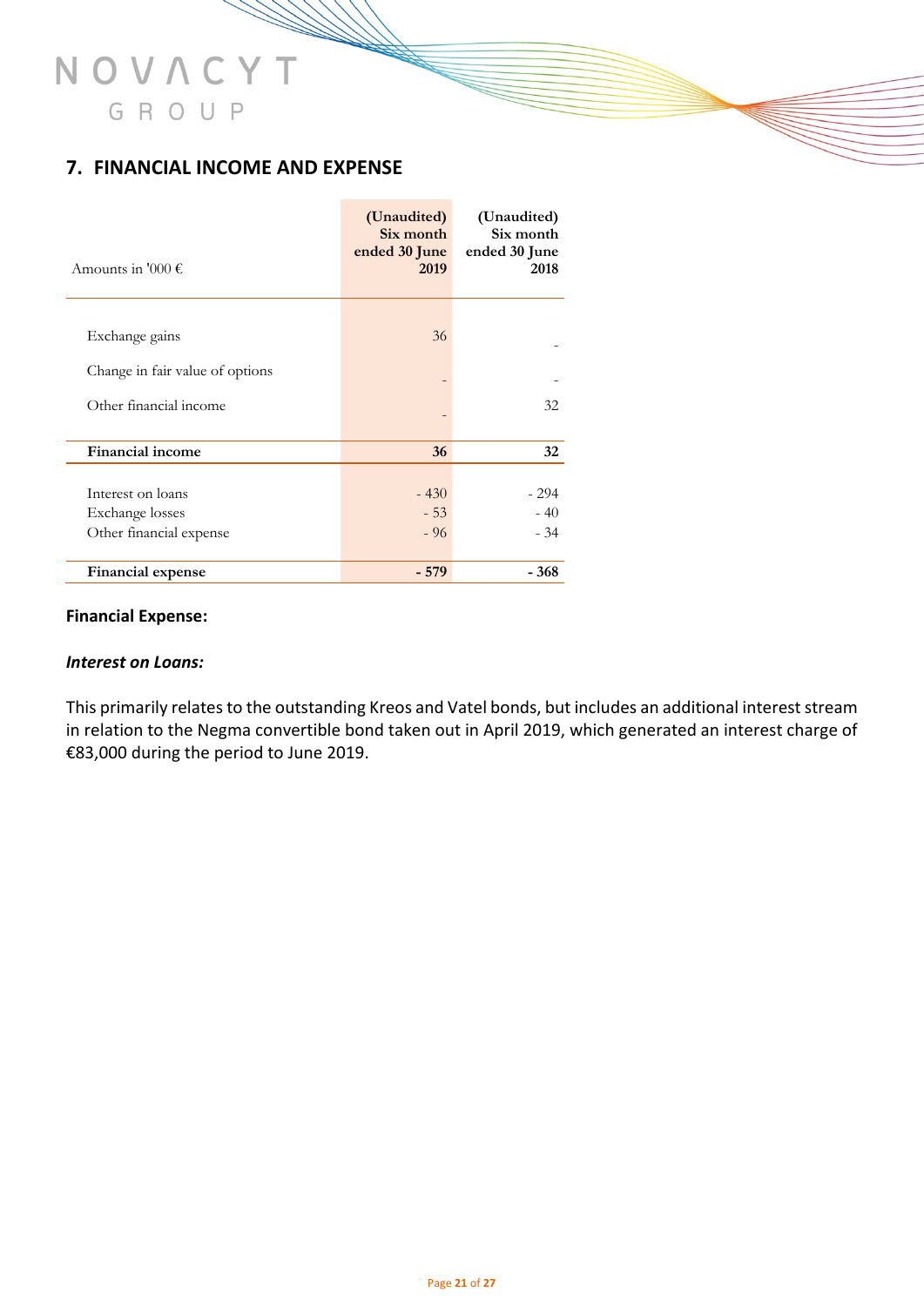## 7. FINANCIAL INCOME AND EXPENSE

| Amounts in '000 € | (Unaudited) Six month ended 30 June 2019 | (Unaudited) Six month ended 30 June 2018 |
|---|---|---|
| Exchange gains | 36 | - |
| Change in fair value of options | - | - |
| Other financial income | - | 32 |
| **Financial income** | **36** | **32** |
| Interest on loans | - 430 | - 294 |
| Exchange losses | - 53 | - 40 |
| Other financial expense | - 96 | - 34 |
| **Financial expense** | **- 579** | **- 368** |

**Financial Expense:**

***Interest on Loans:***

This primarily relates to the outstanding Kreos and Vatel bonds, but includes an additional interest stream in relation to the Negma convertible bond taken out in April 2019, which generated an interest charge of €83,000 during the period to June 2019.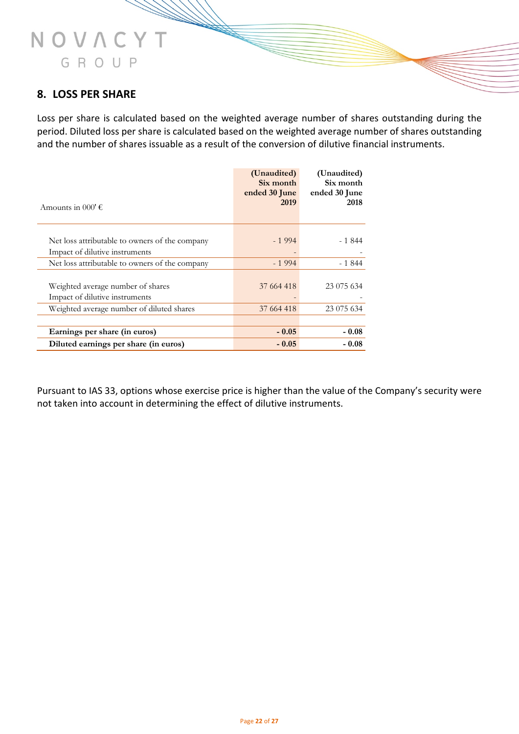## 8. LOSS PER SHARE

Loss per share is calculated based on the weighted average number of shares outstanding during the period. Diluted loss per share is calculated based on the weighted average number of shares outstanding and the number of shares issuable as a result of the conversion of dilutive financial instruments.

| Amounts in 000' € | (Unaudited) Six month ended 30 June 2019 | (Unaudited) Six month ended 30 June 2018 |
|---|---|---|
| Net loss attributable to owners of the company | - 1 994 | - 1 844 |
| Impact of dilutive instruments | - | - |
| Net loss attributable to owners of the company | - 1 994 | - 1 844 |
| Weighted average number of shares | 37 664 418 | 23 075 634 |
| Impact of dilutive instruments | - | - |
| Weighted average number of diluted shares | 37 664 418 | 23 075 634 |
| **Earnings per share (in euros)** | **- 0.05** | **- 0.08** |
| **Diluted earnings per share (in euros)** | **- 0.05** | **- 0.08** |

Pursuant to IAS 33, options whose exercise price is higher than the value of the Company's security were not taken into account in determining the effect of dilutive instruments.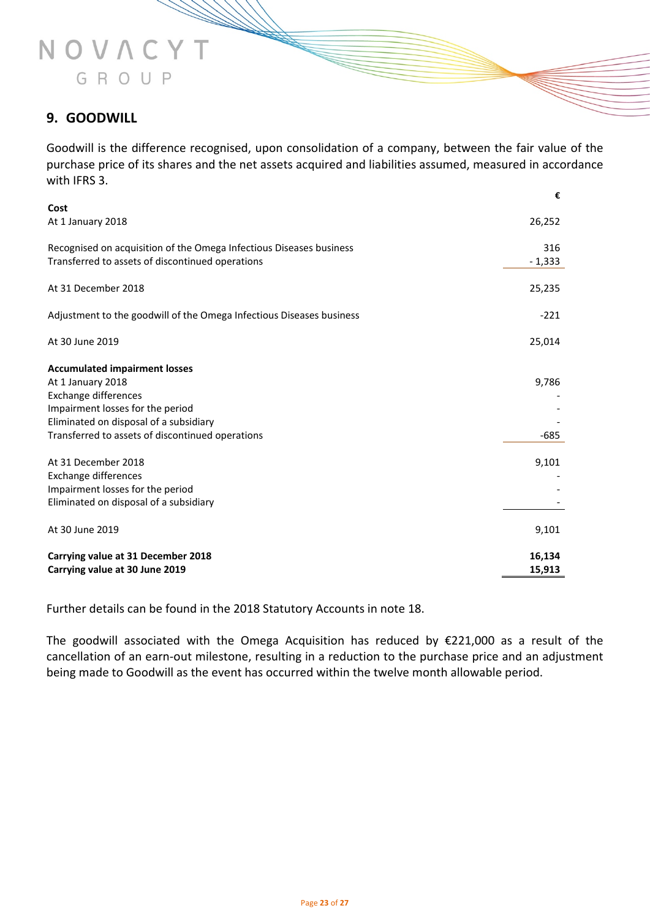## 9. GOODWILL

Goodwill is the difference recognised, upon consolidation of a company, between the fair value of the purchase price of its shares and the net assets acquired and liabilities assumed, measured in accordance with IFRS 3.

| | € |
|---|---|
| **Cost** | |
| At 1 January 2018 | 26,252 |
| | |
| Recognised on acquisition of the Omega Infectious Diseases business | 316 |
| Transferred to assets of discontinued operations | - 1,333 |
| | |
| At 31 December 2018 | 25,235 |
| | |
| Adjustment to the goodwill of the Omega Infectious Diseases business | -221 |
| | |
| At 30 June 2019 | 25,014 |
| | |
| **Accumulated impairment losses** | |
| At 1 January 2018 | 9,786 |
| Exchange differences | - |
| Impairment losses for the period | - |
| Eliminated on disposal of a subsidiary | - |
| Transferred to assets of discontinued operations | -685 |
| | |
| At 31 December 2018 | 9,101 |
| Exchange differences | - |
| Impairment losses for the period | - |
| Eliminated on disposal of a subsidiary | - |
| | |
| At 30 June 2019 | 9,101 |
| | |
| **Carrying value at 31 December 2018** | **16,134** |
| **Carrying value at 30 June 2019** | **15,913** |

Further details can be found in the 2018 Statutory Accounts in note 18.

The goodwill associated with the Omega Acquisition has reduced by €221,000 as a result of the cancellation of an earn-out milestone, resulting in a reduction to the purchase price and an adjustment being made to Goodwill as the event has occurred within the twelve month allowable period.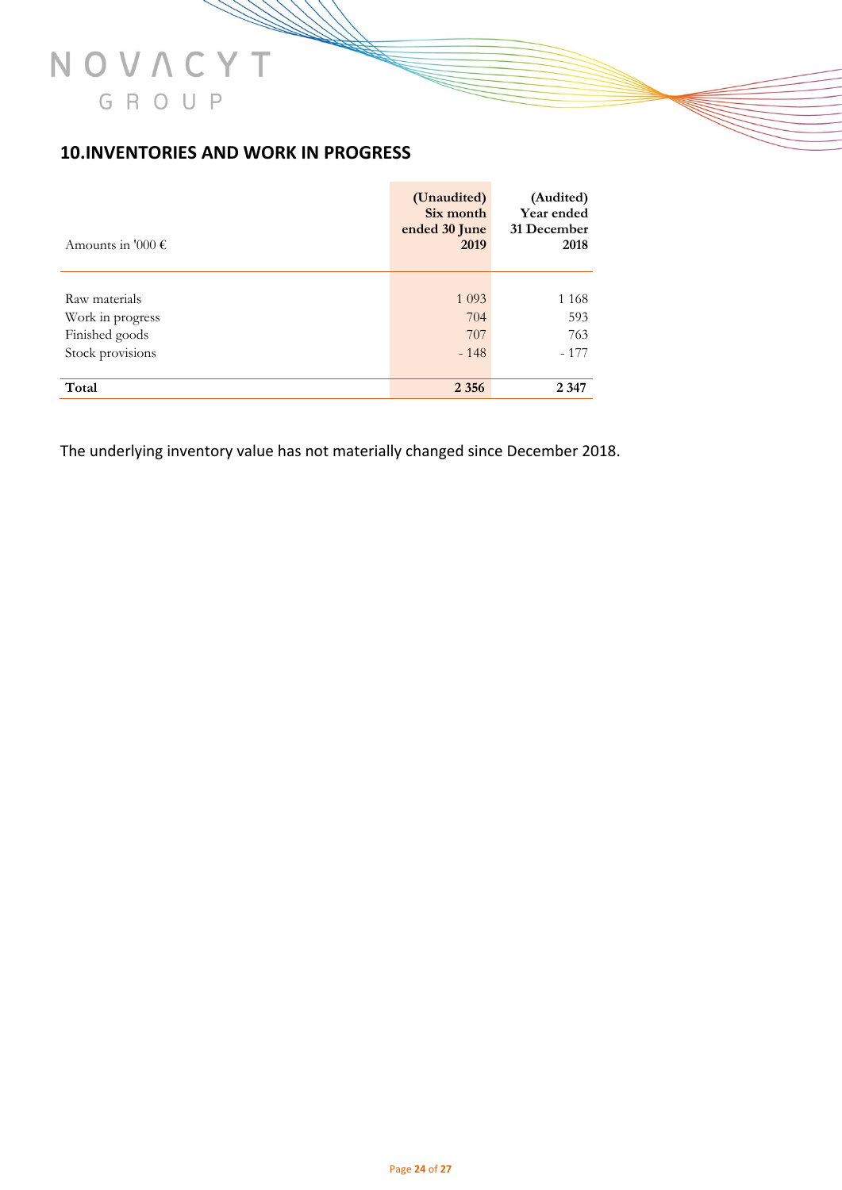## 10.INVENTORIES AND WORK IN PROGRESS

| Amounts in '000 € | (Unaudited) Six month ended 30 June 2019 | (Audited) Year ended 31 December 2018 |
|---|---|---|
| Raw materials | 1 093 | 1 168 |
| Work in progress | 704 | 593 |
| Finished goods | 707 | 763 |
| Stock provisions | - 148 | - 177 |
| **Total** | **2 356** | **2 347** |

The underlying inventory value has not materially changed since December 2018.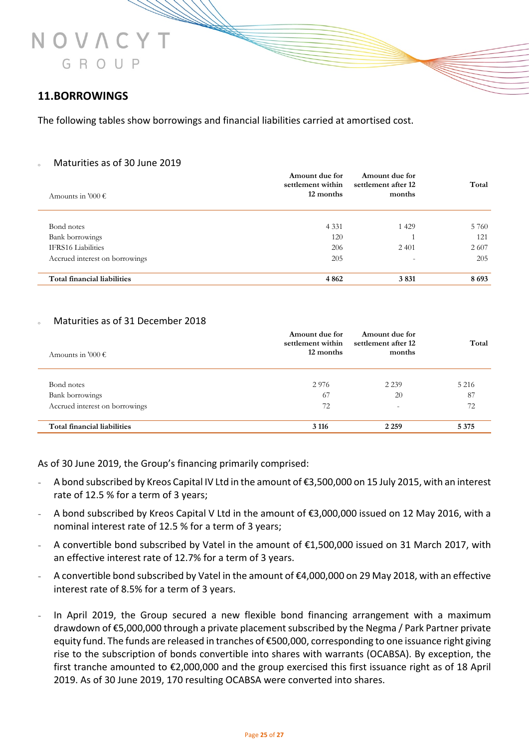## 11.BORROWINGS

The following tables show borrowings and financial liabilities carried at amortised cost.

- Maturities as of 30 June 2019

| Amounts in '000 € | Amount due for settlement within 12 months | Amount due for settlement after 12 months | Total |
|---|---|---|---|
| Bond notes | 4 331 | 1 429 | 5 760 |
| Bank borrowings | 120 | 1 | 121 |
| IFRS16 Liabilities | 206 | 2 401 | 2 607 |
| Accrued interest on borrowings | 205 | - | 205 |
| **Total financial liabilities** | **4 862** | **3 831** | **8 693** |

- Maturities as of 31 December 2018

| Amounts in '000 € | Amount due for settlement within 12 months | Amount due for settlement after 12 months | Total |
|---|---|---|---|
| Bond notes | 2 976 | 2 239 | 5 216 |
| Bank borrowings | 67 | 20 | 87 |
| Accrued interest on borrowings | 72 | - | 72 |
| **Total financial liabilities** | **3 116** | **2 259** | **5 375** |

As of 30 June 2019, the Group's financing primarily comprised:

- A bond subscribed by Kreos Capital IV Ltd in the amount of €3,500,000 on 15 July 2015, with an interest rate of 12.5 % for a term of 3 years;
- A bond subscribed by Kreos Capital V Ltd in the amount of €3,000,000 issued on 12 May 2016, with a nominal interest rate of 12.5 % for a term of 3 years;
- A convertible bond subscribed by Vatel in the amount of €1,500,000 issued on 31 March 2017, with an effective interest rate of 12.7% for a term of 3 years.
- A convertible bond subscribed by Vatel in the amount of €4,000,000 on 29 May 2018, with an effective interest rate of 8.5% for a term of 3 years.
- In April 2019, the Group secured a new flexible bond financing arrangement with a maximum drawdown of €5,000,000 through a private placement subscribed by the Negma / Park Partner private equity fund. The funds are released in tranches of €500,000, corresponding to one issuance right giving rise to the subscription of bonds convertible into shares with warrants (OCABSA). By exception, the first tranche amounted to €2,000,000 and the group exercised this first issuance right as of 18 April 2019. As of 30 June 2019, 170 resulting OCABSA were converted into shares.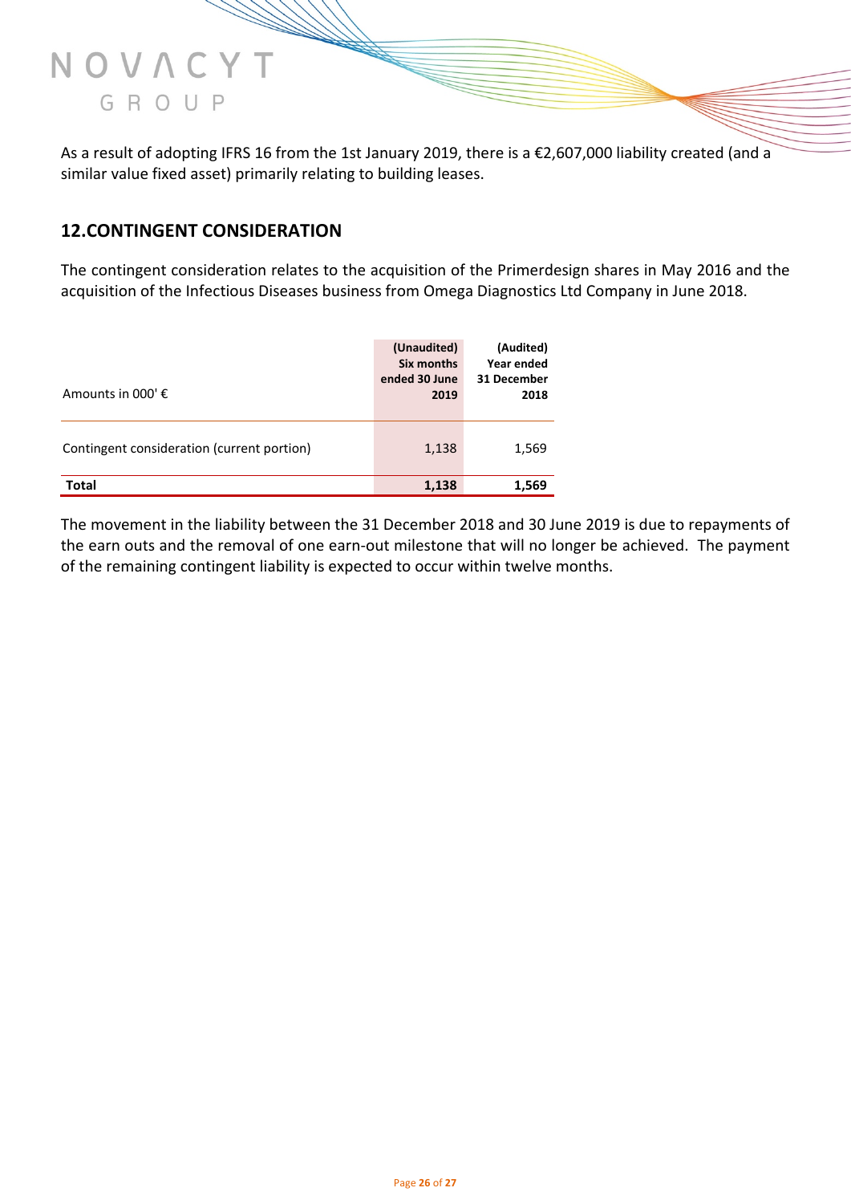As a result of adopting IFRS 16 from the 1st January 2019, there is a €2,607,000 liability created (and a similar value fixed asset) primarily relating to building leases.

## 12.CONTINGENT CONSIDERATION

The contingent consideration relates to the acquisition of the Primerdesign shares in May 2016 and the acquisition of the Infectious Diseases business from Omega Diagnostics Ltd Company in June 2018.

| Amounts in 000' € | (Unaudited) Six months ended 30 June 2019 | (Audited) Year ended 31 December 2018 |
|---|---|---|
| Contingent consideration (current portion) | 1,138 | 1,569 |
| **Total** | **1,138** | **1,569** |

The movement in the liability between the 31 December 2018 and 30 June 2019 is due to repayments of the earn outs and the removal of one earn-out milestone that will no longer be achieved. The payment of the remaining contingent liability is expected to occur within twelve months.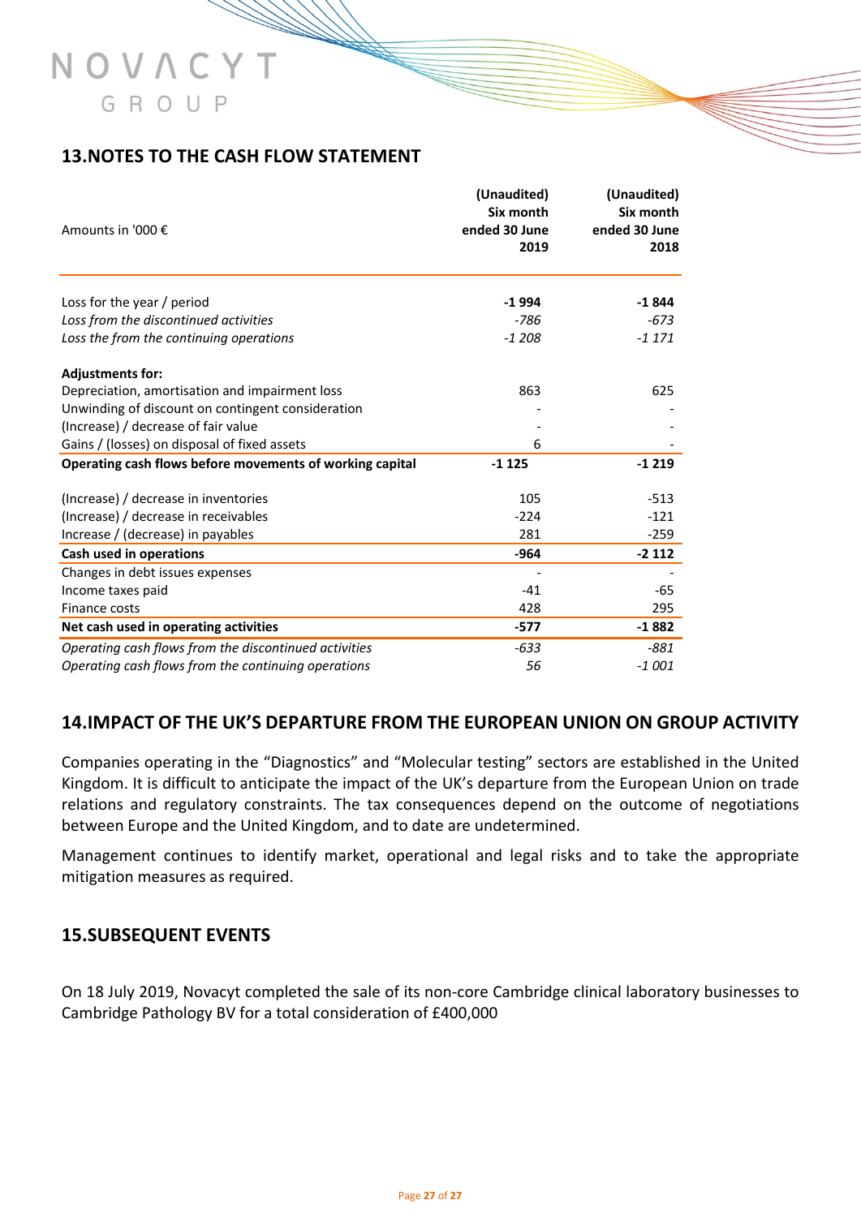## 13.NOTES TO THE CASH FLOW STATEMENT

| Amounts in '000 € | (Unaudited) Six month ended 30 June 2019 | (Unaudited) Six month ended 30 June 2018 |
|---|---|---|
| Loss for the year / period | **-1 994** | **-1 844** |
| *Loss from the discontinued activities* | *-786* | *-673* |
| *Loss the from the continuing operations* | *-1 208* | *-1 171* |
| **Adjustments for:** | | |
| Depreciation, amortisation and impairment loss | 863 | 625 |
| Unwinding of discount on contingent consideration | - | - |
| (Increase) / decrease of fair value | - | - |
| Gains / (losses) on disposal of fixed assets | 6 | - |
| **Operating cash flows before movements of working capital** | **-1 125** | **-1 219** |
| (Increase) / decrease in inventories | 105 | -513 |
| (Increase) / decrease in receivables | -224 | -121 |
| Increase / (decrease) in payables | 281 | -259 |
| **Cash used in operations** | **-964** | **-2 112** |
| Changes in debt issues expenses | - | - |
| Income taxes paid | -41 | -65 |
| Finance costs | 428 | 295 |
| **Net cash used in operating activities** | **-577** | **-1 882** |
| *Operating cash flows from the discontinued activities* | *-633* | *-881* |
| *Operating cash flows from the continuing operations* | *56* | *-1 001* |

## 14.IMPACT OF THE UK'S DEPARTURE FROM THE EUROPEAN UNION ON GROUP ACTIVITY

Companies operating in the "Diagnostics" and "Molecular testing" sectors are established in the United Kingdom. It is difficult to anticipate the impact of the UK's departure from the European Union on trade relations and regulatory constraints. The tax consequences depend on the outcome of negotiations between Europe and the United Kingdom, and to date are undetermined.

Management continues to identify market, operational and legal risks and to take the appropriate mitigation measures as required.

## 15.SUBSEQUENT EVENTS

On 18 July 2019, Novacyt completed the sale of its non-core Cambridge clinical laboratory businesses to Cambridge Pathology BV for a total consideration of £400,000